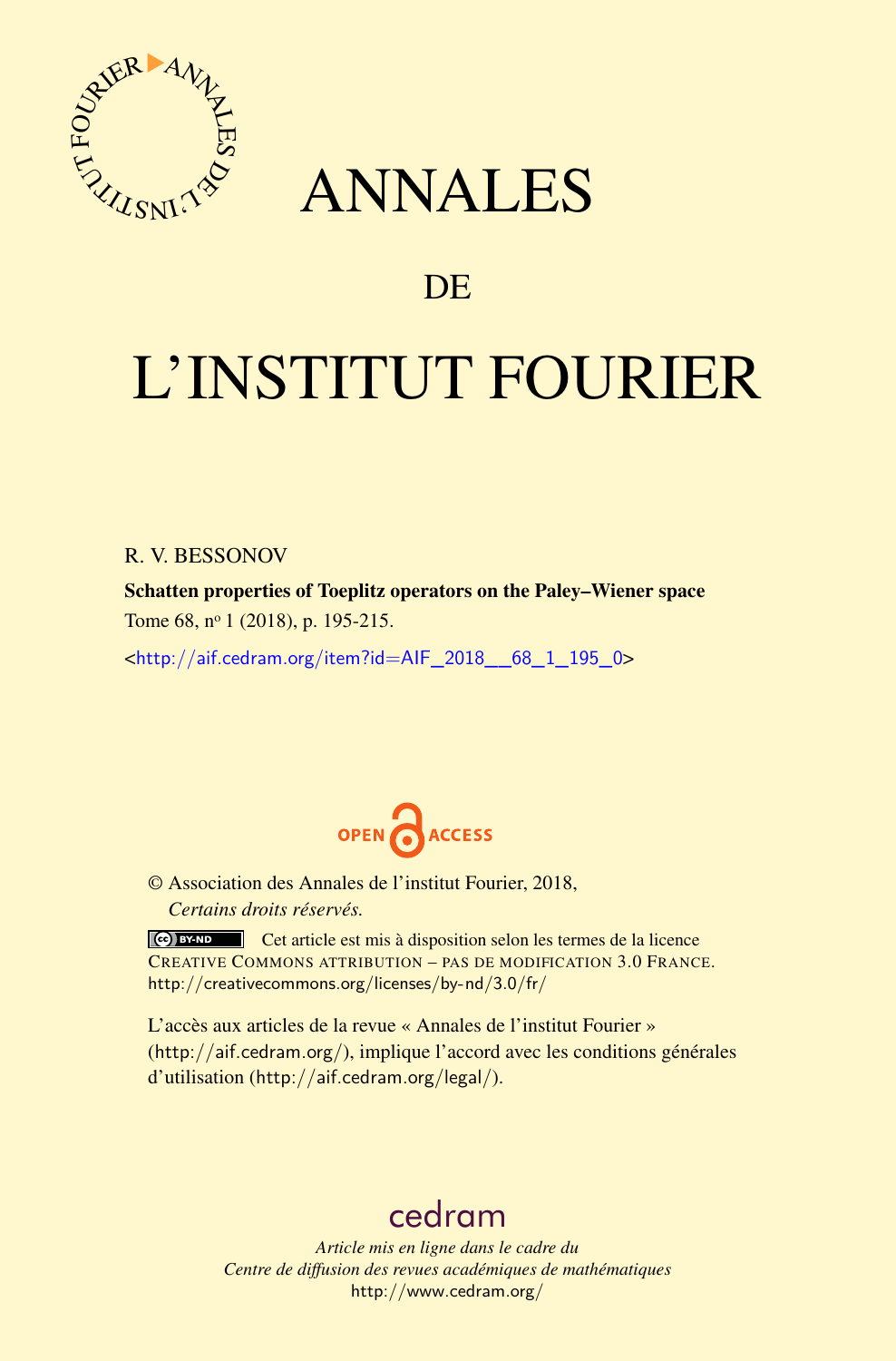# ANNALES

## DE

# L'INSTITUT FOURIER

R. V. BESSONOV

**Schatten properties of Toeplitz operators on the Paley–Wiener space**

Tome 68, nº 1 (2018), p. 195-215.

<http://aif.cedram.org/item?id=AIF_2018__68_1_195_0>

OPEN ACCESS

© Association des Annales de l'institut Fourier, 2018,
*Certains droits réservés.*

Cet article est mis à disposition selon les termes de la licence CREATIVE COMMONS ATTRIBUTION – PAS DE MODIFICATION 3.0 FRANCE.
http://creativecommons.org/licenses/by-nd/3.0/fr/

L'accès aux articles de la revue « Annales de l'institut Fourier » (http://aif.cedram.org/), implique l'accord avec les conditions générales d'utilisation (http://aif.cedram.org/legal/).

cedram

*Article mis en ligne dans le cadre du*
*Centre de diffusion des revues académiques de mathématiques*
http://www.cedram.org/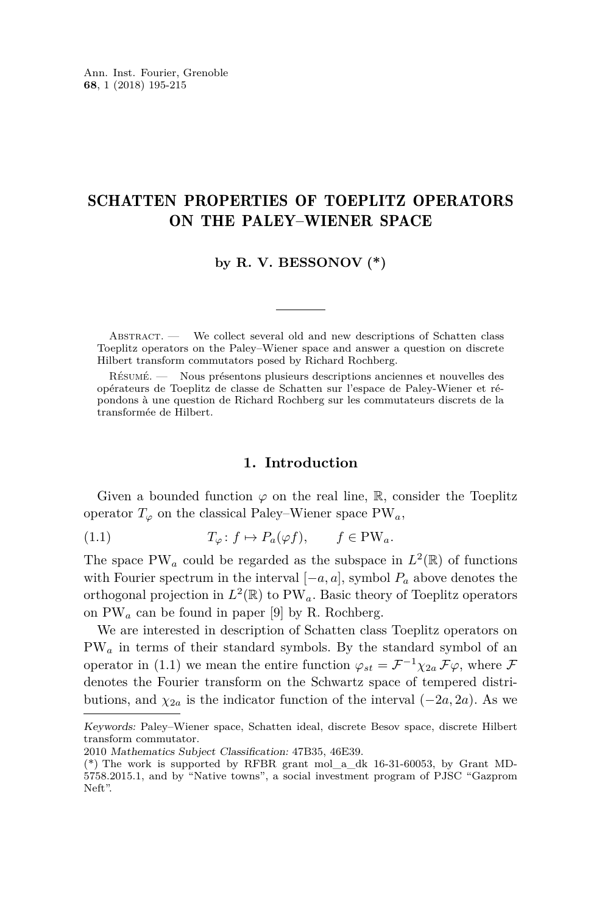Ann. Inst. Fourier, Grenoble
**68**, 1 (2018) 195-215

# SCHATTEN PROPERTIES OF TOEPLITZ OPERATORS ON THE PALEY–WIENER SPACE

### by R. V. BESSONOV (*)

Abstract. — We collect several old and new descriptions of Schatten class Toeplitz operators on the Paley–Wiener space and answer a question on discrete Hilbert transform commutators posed by Richard Rochberg.

Résumé. — Nous présentons plusieurs descriptions anciennes et nouvelles des opérateurs de Toeplitz de classe de Schatten sur l'espace de Paley-Wiener et répondons à une question de Richard Rochberg sur les commutateurs discrets de la transformée de Hilbert.

## 1. Introduction

Given a bounded function $\varphi$ on the real line, $\mathbb{R}$, consider the Toeplitz operator $T_\varphi$ on the classical Paley–Wiener space $\mathrm{PW}_a$,

$$T_\varphi \colon f \mapsto P_a(\varphi f), \qquad f \in \mathrm{PW}_a. \tag{1.1}$$

The space $\mathrm{PW}_a$ could be regarded as the subspace in $L^2(\mathbb{R})$ of functions with Fourier spectrum in the interval $[-a, a]$, symbol $P_a$ above denotes the orthogonal projection in $L^2(\mathbb{R})$ to $\mathrm{PW}_a$. Basic theory of Toeplitz operators on $\mathrm{PW}_a$ can be found in paper [9] by R. Rochberg.

We are interested in description of Schatten class Toeplitz operators on $\mathrm{PW}_a$ in terms of their standard symbols. By the standard symbol of an operator in (1.1) we mean the entire function $\varphi_{st} = \mathcal{F}^{-1}\chi_{2a}\,\mathcal{F}\varphi$, where $\mathcal{F}$ denotes the Fourier transform on the Schwartz space of tempered distributions, and $\chi_{2a}$ is the indicator function of the interval $(-2a, 2a)$. As we

*Keywords:* Paley–Wiener space, Schatten ideal, discrete Besov space, discrete Hilbert transform commutator.
2010 *Mathematics Subject Classification:* 47B35, 46E39.
(*) The work is supported by RFBR grant mol_a_dk 16-31-60053, by Grant MD-5758.2015.1, and by "Native towns", a social investment program of PJSC "Gazprom Neft".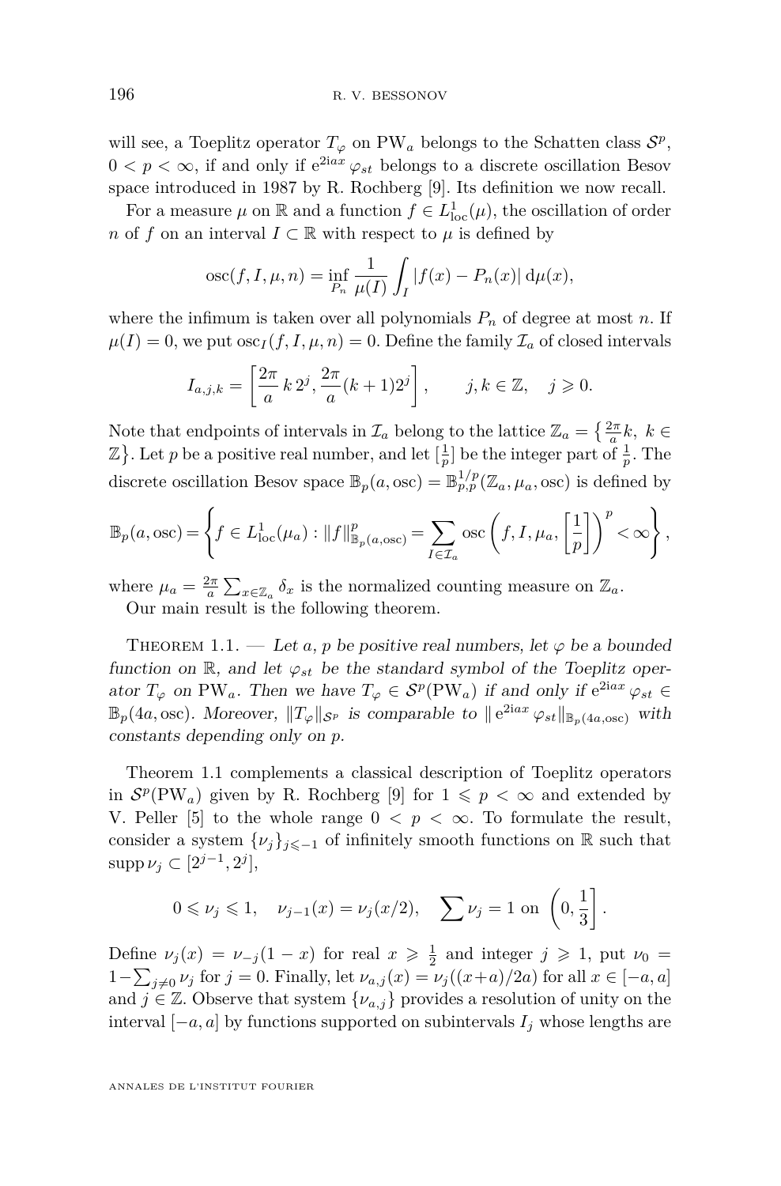will see, a Toeplitz operator $T_\varphi$ on $\mathrm{PW}_a$ belongs to the Schatten class $\mathcal{S}^p$, $0 < p < \infty$, if and only if $\mathrm{e}^{2\mathrm{i}ax}\varphi_{st}$ belongs to a discrete oscillation Besov space introduced in 1987 by R. Rochberg [9]. Its definition we now recall.

For a measure $\mu$ on $\mathbb{R}$ and a function $f \in L^1_{\mathrm{loc}}(\mu)$, the oscillation of order $n$ of $f$ on an interval $I \subset \mathbb{R}$ with respect to $\mu$ is defined by

$$\operatorname{osc}(f, I, \mu, n) = \inf_{P_n} \frac{1}{\mu(I)} \int_I |f(x) - P_n(x)| \,\mathrm{d}\mu(x),$$

where the infimum is taken over all polynomials $P_n$ of degree at most $n$. If $\mu(I) = 0$, we put $\operatorname{osc}_I(f, I, \mu, n) = 0$. Define the family $\mathcal{I}_a$ of closed intervals

$$I_{a,j,k} = \left[\frac{2\pi}{a}\, k\, 2^j, \frac{2\pi}{a}(k+1)2^j\right], \qquad j, k \in \mathbb{Z}, \quad j \geqslant 0.$$

Note that endpoints of intervals in $\mathcal{I}_a$ belong to the lattice $\mathbb{Z}_a = \left\{\frac{2\pi}{a}k,\ k \in \mathbb{Z}\right\}$. Let $p$ be a positive real number, and let $[\frac{1}{p}]$ be the integer part of $\frac{1}{p}$. The discrete oscillation Besov space $\mathbb{B}_p(a, \mathrm{osc}) = \mathbb{B}^{1/p}_{p,p}(\mathbb{Z}_a, \mu_a, \mathrm{osc})$ is defined by

$$\mathbb{B}_p(a, \mathrm{osc}) = \left\{ f \in L^1_{\mathrm{loc}}(\mu_a) : \|f\|^p_{\mathbb{B}_p(a,\mathrm{osc})} = \sum_{I \in \mathcal{I}_a} \operatorname{osc}\left(f, I, \mu_a, \left[\frac{1}{p}\right]\right)^p < \infty \right\},$$

where $\mu_a = \frac{2\pi}{a}\sum_{x \in \mathbb{Z}_a} \delta_x$ is the normalized counting measure on $\mathbb{Z}_a$.

Our main result is the following theorem.

Theorem 1.1. — *Let $a$, $p$ be positive real numbers, let $\varphi$ be a bounded function on $\mathbb{R}$, and let $\varphi_{st}$ be the standard symbol of the Toeplitz operator $T_\varphi$ on $\mathrm{PW}_a$. Then we have $T_\varphi \in \mathcal{S}^p(\mathrm{PW}_a)$ if and only if $\mathrm{e}^{2\mathrm{i}ax}\varphi_{st} \in \mathbb{B}_p(4a, \mathrm{osc})$. Moreover, $\|T_\varphi\|_{\mathcal{S}^p}$ is comparable to $\|\mathrm{e}^{2\mathrm{i}ax}\varphi_{st}\|_{\mathbb{B}_p(4a,\mathrm{osc})}$ with constants depending only on $p$.*

Theorem 1.1 complements a classical description of Toeplitz operators in $\mathcal{S}^p(\mathrm{PW}_a)$ given by R. Rochberg [9] for $1 \leqslant p < \infty$ and extended by V. Peller [5] to the whole range $0 < p < \infty$. To formulate the result, consider a system $\{\nu_j\}_{j \leqslant -1}$ of infinitely smooth functions on $\mathbb{R}$ such that $\operatorname{supp}\nu_j \subset [2^{j-1}, 2^j]$,

$$0 \leqslant \nu_j \leqslant 1, \quad \nu_{j-1}(x) = \nu_j(x/2), \quad \sum \nu_j = 1 \text{ on } \left(0, \frac{1}{3}\right].$$

Define $\nu_j(x) = \nu_{-j}(1-x)$ for real $x \geqslant \frac{1}{2}$ and integer $j \geqslant 1$, put $\nu_0 = 1 - \sum_{j \neq 0}\nu_j$ for $j = 0$. Finally, let $\nu_{a,j}(x) = \nu_j((x+a)/2a)$ for all $x \in [-a, a]$ and $j \in \mathbb{Z}$. Observe that system $\{\nu_{a,j}\}$ provides a resolution of unity on the interval $[-a, a]$ by functions supported on subintervals $I_j$ whose lengths are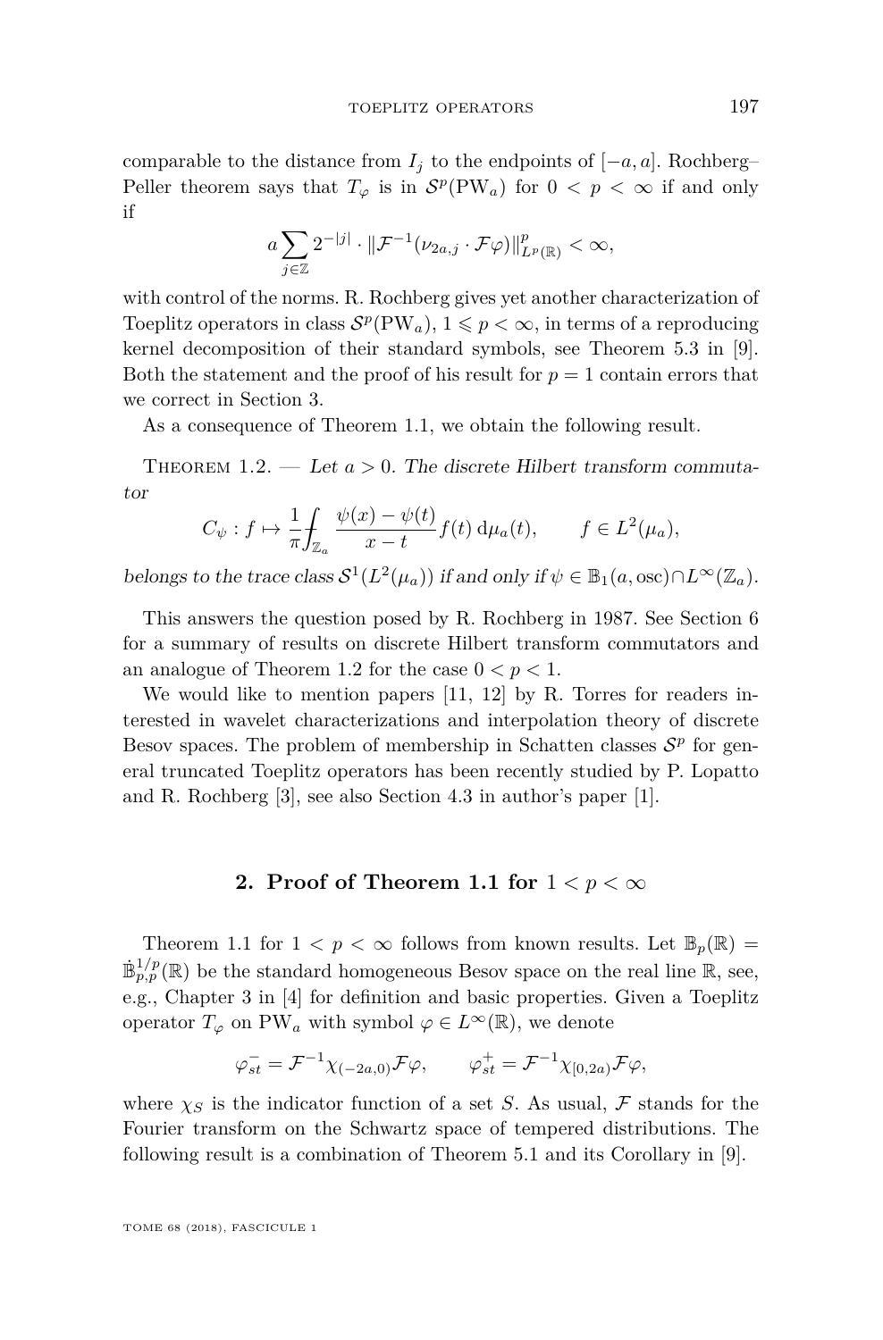comparable to the distance from $I_j$ to the endpoints of $[-a,a]$. Rochberg–Peller theorem says that $T_\varphi$ is in $\mathcal{S}^p(\mathrm{PW}_a)$ for $0 < p < \infty$ if and only if

$$a \sum_{j\in\mathbb{Z}} 2^{-|j|} \cdot \|\mathcal{F}^{-1}(\nu_{2a,j} \cdot \mathcal{F}\varphi)\|^p_{L^p(\mathbb{R})} < \infty,$$

with control of the norms. R. Rochberg gives yet another characterization of Toeplitz operators in class $\mathcal{S}^p(\mathrm{PW}_a)$, $1 \leqslant p < \infty$, in terms of a reproducing kernel decomposition of their standard symbols, see Theorem 5.3 in [9]. Both the statement and the proof of his result for $p = 1$ contain errors that we correct in Section 3.

As a consequence of Theorem 1.1, we obtain the following result.

Theorem 1.2. — *Let $a > 0$. The discrete Hilbert transform commutator*

$$C_\psi : f \mapsto \frac{1}{\pi} \fint_{\mathbb{Z}_a} \frac{\psi(x) - \psi(t)}{x - t} f(t)\, \mathrm{d}\mu_a(t), \qquad f \in L^2(\mu_a),$$

*belongs to the trace class $\mathcal{S}^1(L^2(\mu_a))$ if and only if $\psi \in \mathbb{B}_1(a, \mathrm{osc}) \cap L^\infty(\mathbb{Z}_a)$.*

This answers the question posed by R. Rochberg in 1987. See Section 6 for a summary of results on discrete Hilbert transform commutators and an analogue of Theorem 1.2 for the case $0 < p < 1$.

We would like to mention papers [11, 12] by R. Torres for readers interested in wavelet characterizations and interpolation theory of discrete Besov spaces. The problem of membership in Schatten classes $\mathcal{S}^p$ for general truncated Toeplitz operators has been recently studied by P. Lopatto and R. Rochberg [3], see also Section 4.3 in author's paper [1].

## 2. Proof of Theorem 1.1 for $1 < p < \infty$

Theorem 1.1 for $1 < p < \infty$ follows from known results. Let $\mathbb{B}_p(\mathbb{R}) = \dot{\mathbb{B}}^{1/p}_{p,p}(\mathbb{R})$ be the standard homogeneous Besov space on the real line $\mathbb{R}$, see, e.g., Chapter 3 in [4] for definition and basic properties. Given a Toeplitz operator $T_\varphi$ on $\mathrm{PW}_a$ with symbol $\varphi \in L^\infty(\mathbb{R})$, we denote

$$\varphi^-_{st} = \mathcal{F}^{-1}\chi_{(-2a,0)}\mathcal{F}\varphi, \qquad \varphi^+_{st} = \mathcal{F}^{-1}\chi_{[0,2a)}\mathcal{F}\varphi,$$

where $\chi_S$ is the indicator function of a set $S$. As usual, $\mathcal{F}$ stands for the Fourier transform on the Schwartz space of tempered distributions. The following result is a combination of Theorem 5.1 and its Corollary in [9].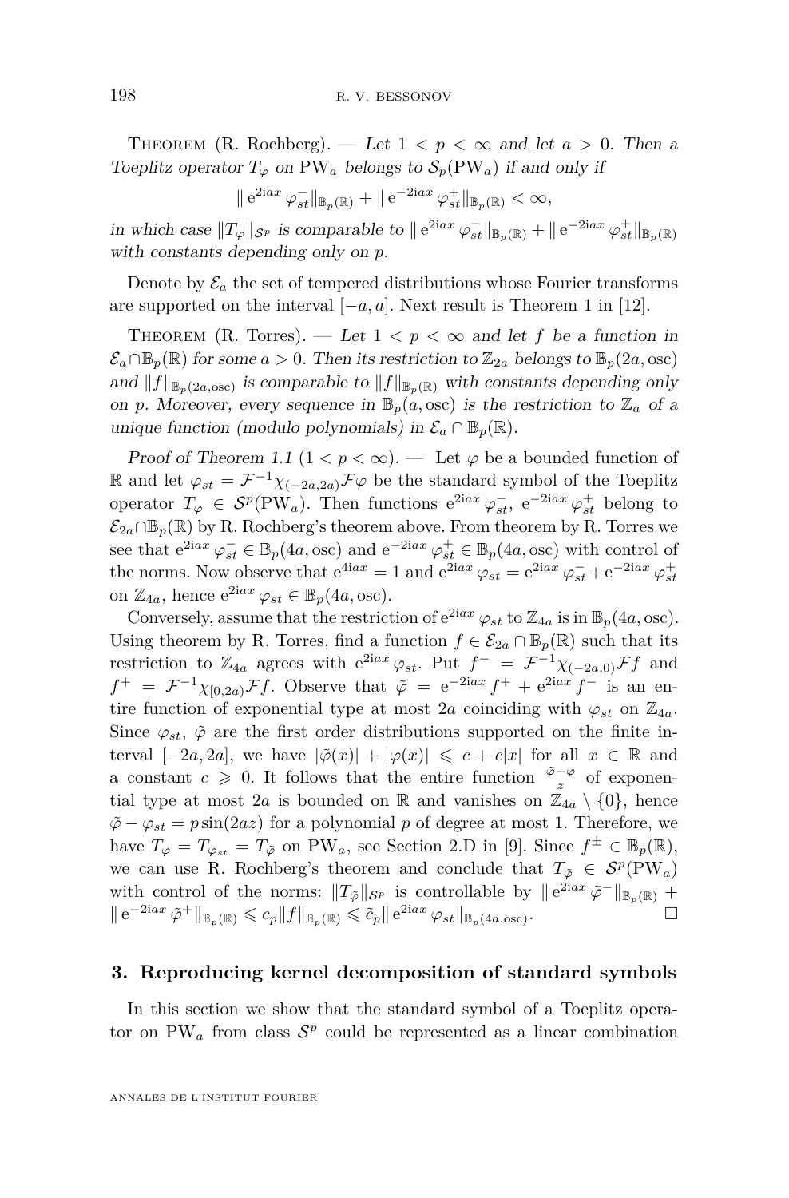Theorem (R. Rochberg). — *Let $1 < p < \infty$ and let $a > 0$. Then a Toeplitz operator $T_\varphi$ on $\mathrm{PW}_a$ belongs to $\mathcal{S}_p(\mathrm{PW}_a)$ if and only if*

$$\| \mathrm{e}^{2\mathrm{i}ax} \varphi_{st}^{-}\|_{\mathbb{B}_p(\mathbb{R})} + \| \mathrm{e}^{-2\mathrm{i}ax} \varphi_{st}^{+}\|_{\mathbb{B}_p(\mathbb{R})} < \infty,$$

*in which case $\|T_\varphi\|_{\mathcal{S}^p}$ is comparable to $\| \mathrm{e}^{2\mathrm{i}ax} \varphi_{st}^{-}\|_{\mathbb{B}_p(\mathbb{R})} + \| \mathrm{e}^{-2\mathrm{i}ax} \varphi_{st}^{+}\|_{\mathbb{B}_p(\mathbb{R})}$ with constants depending only on $p$.*

Denote by $\mathcal{E}_a$ the set of tempered distributions whose Fourier transforms are supported on the interval $[-a, a]$. Next result is Theorem 1 in [12].

Theorem (R. Torres). — *Let $1 < p < \infty$ and let $f$ be a function in $\mathcal{E}_a \cap \mathbb{B}_p(\mathbb{R})$ for some $a > 0$. Then its restriction to $\mathbb{Z}_{2a}$ belongs to $\mathbb{B}_p(2a, \mathrm{osc})$ and $\|f\|_{\mathbb{B}_p(2a,\mathrm{osc})}$ is comparable to $\|f\|_{\mathbb{B}_p(\mathbb{R})}$ with constants depending only on $p$. Moreover, every sequence in $\mathbb{B}_p(a, \mathrm{osc})$ is the restriction to $\mathbb{Z}_a$ of a unique function (modulo polynomials) in $\mathcal{E}_a \cap \mathbb{B}_p(\mathbb{R})$.*

*Proof of Theorem 1.1* ($1 < p < \infty$). — Let $\varphi$ be a bounded function of $\mathbb{R}$ and let $\varphi_{st} = \mathcal{F}^{-1}\chi_{(-2a,2a)}\mathcal{F}\varphi$ be the standard symbol of the Toeplitz operator $T_\varphi \in \mathcal{S}^p(\mathrm{PW}_a)$. Then functions $\mathrm{e}^{2\mathrm{i}ax} \varphi_{st}^{-}$, $\mathrm{e}^{-2\mathrm{i}ax} \varphi_{st}^{+}$ belong to $\mathcal{E}_{2a} \cap \mathbb{B}_p(\mathbb{R})$ by R. Rochberg's theorem above. From theorem by R. Torres we see that $\mathrm{e}^{2\mathrm{i}ax} \varphi_{st}^{-} \in \mathbb{B}_p(4a, \mathrm{osc})$ and $\mathrm{e}^{-2\mathrm{i}ax} \varphi_{st}^{+} \in \mathbb{B}_p(4a, \mathrm{osc})$ with control of the norms. Now observe that $\mathrm{e}^{4\mathrm{i}ax} = 1$ and $\mathrm{e}^{2\mathrm{i}ax} \varphi_{st} = \mathrm{e}^{2\mathrm{i}ax} \varphi_{st}^{-} + \mathrm{e}^{-2\mathrm{i}ax} \varphi_{st}^{+}$ on $\mathbb{Z}_{4a}$, hence $\mathrm{e}^{2\mathrm{i}ax} \varphi_{st} \in \mathbb{B}_p(4a, \mathrm{osc})$.

Conversely, assume that the restriction of $\mathrm{e}^{2\mathrm{i}ax} \varphi_{st}$ to $\mathbb{Z}_{4a}$ is in $\mathbb{B}_p(4a, \mathrm{osc})$. Using theorem by R. Torres, find a function $f \in \mathcal{E}_{2a} \cap \mathbb{B}_p(\mathbb{R})$ such that its restriction to $\mathbb{Z}_{4a}$ agrees with $\mathrm{e}^{2\mathrm{i}ax} \varphi_{st}$. Put $f^{-} = \mathcal{F}^{-1}\chi_{(-2a,0)}\mathcal{F}f$ and $f^{+} = \mathcal{F}^{-1}\chi_{[0,2a)}\mathcal{F}f$. Observe that $\tilde{\varphi} = \mathrm{e}^{-2\mathrm{i}ax} f^{+} + \mathrm{e}^{2\mathrm{i}ax} f^{-}$ is an entire function of exponential type at most $2a$ coinciding with $\varphi_{st}$ on $\mathbb{Z}_{4a}$. Since $\varphi_{st}$, $\tilde{\varphi}$ are the first order distributions supported on the finite interval $[-2a, 2a]$, we have $|\tilde{\varphi}(x)| + |\varphi(x)| \leqslant c + c|x|$ for all $x \in \mathbb{R}$ and a constant $c \geqslant 0$. It follows that the entire function $\frac{\tilde{\varphi} - \varphi}{z}$ of exponential type at most $2a$ is bounded on $\mathbb{R}$ and vanishes on $\mathbb{Z}_{4a} \setminus \{0\}$, hence $\tilde{\varphi} - \varphi_{st} = p \sin(2az)$ for a polynomial $p$ of degree at most 1. Therefore, we have $T_\varphi = T_{\varphi_{st}} = T_{\tilde{\varphi}}$ on $\mathrm{PW}_a$, see Section 2.D in [9]. Since $f^{\pm} \in \mathbb{B}_p(\mathbb{R})$, we can use R. Rochberg's theorem and conclude that $T_{\tilde{\varphi}} \in \mathcal{S}^p(\mathrm{PW}_a)$ with control of the norms: $\|T_{\tilde{\varphi}}\|_{\mathcal{S}^p}$ is controllable by $\| \mathrm{e}^{2\mathrm{i}ax} \tilde{\varphi}^{-}\|_{\mathbb{B}_p(\mathbb{R})} + \| \mathrm{e}^{-2\mathrm{i}ax} \tilde{\varphi}^{+}\|_{\mathbb{B}_p(\mathbb{R})} \leqslant c_p \|f\|_{\mathbb{B}_p(\mathbb{R})} \leqslant \tilde{c}_p \| \mathrm{e}^{2\mathrm{i}ax} \varphi_{st}\|_{\mathbb{B}_p(4a,\mathrm{osc})}$. □

## 3. Reproducing kernel decomposition of standard symbols

In this section we show that the standard symbol of a Toeplitz operator on $\mathrm{PW}_a$ from class $\mathcal{S}^p$ could be represented as a linear combination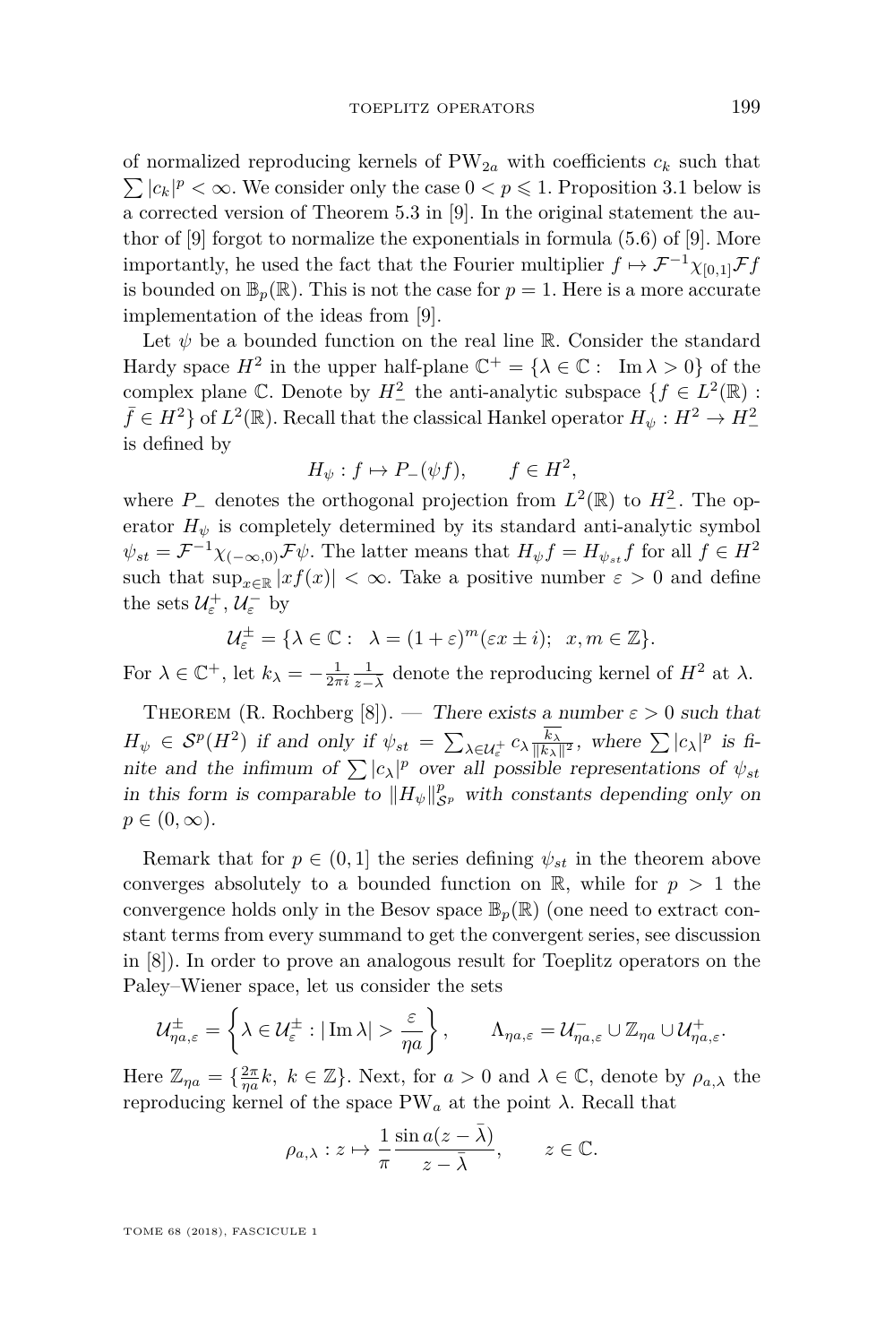of normalized reproducing kernels of $\mathrm{PW}_{2a}$ with coefficients $c_k$ such that $\sum |c_k|^p < \infty$. We consider only the case $0 < p \leqslant 1$. Proposition 3.1 below is a corrected version of Theorem 5.3 in [9]. In the original statement the author of [9] forgot to normalize the exponentials in formula (5.6) of [9]. More importantly, he used the fact that the Fourier multiplier $f \mapsto \mathcal{F}^{-1}\chi_{[0,1]}\mathcal{F}f$ is bounded on $\mathbb{B}_p(\mathbb{R})$. This is not the case for $p = 1$. Here is a more accurate implementation of the ideas from [9].

Let $\psi$ be a bounded function on the real line $\mathbb{R}$. Consider the standard Hardy space $H^2$ in the upper half-plane $\mathbb{C}^+ = \{\lambda \in \mathbb{C} : \ \operatorname{Im}\lambda > 0\}$ of the complex plane $\mathbb{C}$. Denote by $H^2_-$ the anti-analytic subspace $\{f \in L^2(\mathbb{R}) : \bar{f} \in H^2\}$ of $L^2(\mathbb{R})$. Recall that the classical Hankel operator $H_\psi : H^2 \to H^2_-$ is defined by

$$H_\psi : f \mapsto P_-(\psi f), \qquad f \in H^2,$$

where $P_-$ denotes the orthogonal projection from $L^2(\mathbb{R})$ to $H^2_-$. The operator $H_\psi$ is completely determined by its standard anti-analytic symbol $\psi_{st} = \mathcal{F}^{-1}\chi_{(-\infty,0)}\mathcal{F}\psi$. The latter means that $H_\psi f = H_{\psi_{st}} f$ for all $f \in H^2$ such that $\sup_{x\in\mathbb{R}} |xf(x)| < \infty$. Take a positive number $\varepsilon > 0$ and define the sets $\mathcal{U}_\varepsilon^+, \mathcal{U}_\varepsilon^-$ by

$$\mathcal{U}_\varepsilon^\pm = \{\lambda \in \mathbb{C} : \ \lambda = (1+\varepsilon)^m(\varepsilon x \pm i); \ \ x, m \in \mathbb{Z}\}.$$

For $\lambda \in \mathbb{C}^+$, let $k_\lambda = -\frac{1}{2\pi i}\frac{1}{z-\lambda}$ denote the reproducing kernel of $H^2$ at $\lambda$.

Theorem (R. Rochberg [8]). — *There exists a number $\varepsilon > 0$ such that $H_\psi \in \mathcal{S}^p(H^2)$ if and only if $\psi_{st} = \sum_{\lambda\in\mathcal{U}_\varepsilon^+} c_\lambda \frac{\overline{k_\lambda}}{\|k_\lambda\|^2}$, where $\sum |c_\lambda|^p$ is finite and the infimum of $\sum |c_\lambda|^p$ over all possible representations of $\psi_{st}$ in this form is comparable to $\|H_\psi\|^p_{\mathcal{S}^p}$ with constants depending only on $p \in (0,\infty)$.*

Remark that for $p \in (0,1]$ the series defining $\psi_{st}$ in the theorem above converges absolutely to a bounded function on $\mathbb{R}$, while for $p > 1$ the convergence holds only in the Besov space $\mathbb{B}_p(\mathbb{R})$ (one need to extract constant terms from every summand to get the convergent series, see discussion in [8]). In order to prove an analogous result for Toeplitz operators on the Paley–Wiener space, let us consider the sets

$$\mathcal{U}^\pm_{\eta a,\varepsilon} = \left\{\lambda \in \mathcal{U}_\varepsilon^\pm : |\operatorname{Im}\lambda| > \frac{\varepsilon}{\eta a}\right\}, \qquad \Lambda_{\eta a,\varepsilon} = \mathcal{U}^-_{\eta a,\varepsilon} \cup \mathbb{Z}_{\eta a} \cup \mathcal{U}^+_{\eta a,\varepsilon}.$$

Here $\mathbb{Z}_{\eta a} = \{\frac{2\pi}{\eta a}k, \ k \in \mathbb{Z}\}$. Next, for $a > 0$ and $\lambda \in \mathbb{C}$, denote by $\rho_{a,\lambda}$ the reproducing kernel of the space $\mathrm{PW}_a$ at the point $\lambda$. Recall that

$$\rho_{a,\lambda} : z \mapsto \frac{1}{\pi}\frac{\sin a(z-\bar{\lambda})}{z-\bar{\lambda}}, \qquad z \in \mathbb{C}.$$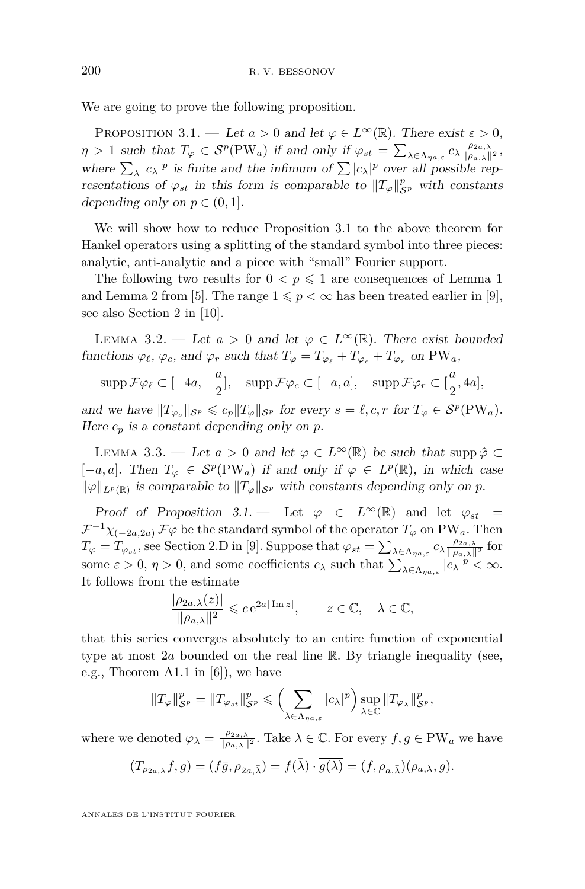We are going to prove the following proposition.

Proposition 3.1. — *Let $a > 0$ and let $\varphi \in L^\infty(\mathbb{R})$. There exist $\varepsilon > 0$, $\eta > 1$ such that $T_\varphi \in \mathcal{S}^p(\mathrm{PW}_a)$ if and only if $\varphi_{st} = \sum_{\lambda \in \Lambda_{\eta a,\varepsilon}} c_\lambda \frac{\rho_{2a,\lambda}}{\|\rho_{a,\lambda}\|^2}$, where $\sum_\lambda |c_\lambda|^p$ is finite and the infimum of $\sum |c_\lambda|^p$ over all possible representations of $\varphi_{st}$ in this form is comparable to $\|T_\varphi\|^p_{\mathcal{S}^p}$ with constants depending only on $p \in (0,1]$.*

We will show how to reduce Proposition 3.1 to the above theorem for Hankel operators using a splitting of the standard symbol into three pieces: analytic, anti-analytic and a piece with "small" Fourier support.

The following two results for $0 < p \leqslant 1$ are consequences of Lemma 1 and Lemma 2 from [5]. The range $1 \leqslant p < \infty$ has been treated earlier in [9], see also Section 2 in [10].

Lemma 3.2. — *Let $a > 0$ and let $\varphi \in L^\infty(\mathbb{R})$. There exist bounded functions $\varphi_\ell$, $\varphi_c$, and $\varphi_r$ such that $T_\varphi = T_{\varphi_\ell} + T_{\varphi_c} + T_{\varphi_r}$ on $\mathrm{PW}_a$,*

$$\operatorname{supp} \mathcal{F}\varphi_\ell \subset [-4a, -\tfrac{a}{2}], \quad \operatorname{supp} \mathcal{F}\varphi_c \subset [-a, a], \quad \operatorname{supp} \mathcal{F}\varphi_r \subset [\tfrac{a}{2}, 4a],$$

*and we have $\|T_{\varphi_s}\|_{\mathcal{S}^p} \leqslant c_p \|T_\varphi\|_{\mathcal{S}^p}$ for every $s = \ell, c, r$ for $T_\varphi \in \mathcal{S}^p(\mathrm{PW}_a)$. Here $c_p$ is a constant depending only on $p$.*

Lemma 3.3. — *Let $a > 0$ and let $\varphi \in L^\infty(\mathbb{R})$ be such that $\operatorname{supp} \hat{\varphi} \subset [-a, a]$. Then $T_\varphi \in \mathcal{S}^p(\mathrm{PW}_a)$ if and only if $\varphi \in L^p(\mathbb{R})$, in which case $\|\varphi\|_{L^p(\mathbb{R})}$ is comparable to $\|T_\varphi\|_{\mathcal{S}^p}$ with constants depending only on $p$.*

*Proof of Proposition 3.1.* — Let $\varphi \in L^\infty(\mathbb{R})$ and let $\varphi_{st} = \mathcal{F}^{-1}\chi_{(-2a,2a)}\mathcal{F}\varphi$ be the standard symbol of the operator $T_\varphi$ on $\mathrm{PW}_a$. Then $T_\varphi = T_{\varphi_{st}}$, see Section 2.D in [9]. Suppose that $\varphi_{st} = \sum_{\lambda \in \Lambda_{\eta a,\varepsilon}} c_\lambda \frac{\rho_{2a,\lambda}}{\|\rho_{a,\lambda}\|^2}$ for some $\varepsilon > 0$, $\eta > 0$, and some coefficients $c_\lambda$ such that $\sum_{\lambda \in \Lambda_{\eta a,\varepsilon}} |c_\lambda|^p < \infty$. It follows from the estimate

$$\frac{|\rho_{2a,\lambda}(z)|}{\|\rho_{a,\lambda}\|^2} \leqslant c\, e^{2a|\operatorname{Im} z|}, \qquad z \in \mathbb{C}, \quad \lambda \in \mathbb{C},$$

that this series converges absolutely to an entire function of exponential type at most $2a$ bounded on the real line $\mathbb{R}$. By triangle inequality (see, e.g., Theorem A1.1 in [6]), we have

$$\|T_\varphi\|^p_{\mathcal{S}^p} = \|T_{\varphi_{st}}\|^p_{\mathcal{S}^p} \leqslant \Big(\sum_{\lambda \in \Lambda_{\eta a,\varepsilon}} |c_\lambda|^p\Big) \sup_{\lambda \in \mathbb{C}} \|T_{\varphi_\lambda}\|^p_{\mathcal{S}^p},$$

where we denoted $\varphi_\lambda = \frac{\rho_{2a,\lambda}}{\|\rho_{a,\lambda}\|^2}$. Take $\lambda \in \mathbb{C}$. For every $f, g \in \mathrm{PW}_a$ we have

$$(T_{\rho_{2a,\lambda}} f, g) = (f\bar{g}, \rho_{2a,\bar{\lambda}}) = f(\bar{\lambda}) \cdot \overline{g(\lambda)} = (f, \rho_{a,\bar{\lambda}})(\rho_{a,\lambda}, g).$$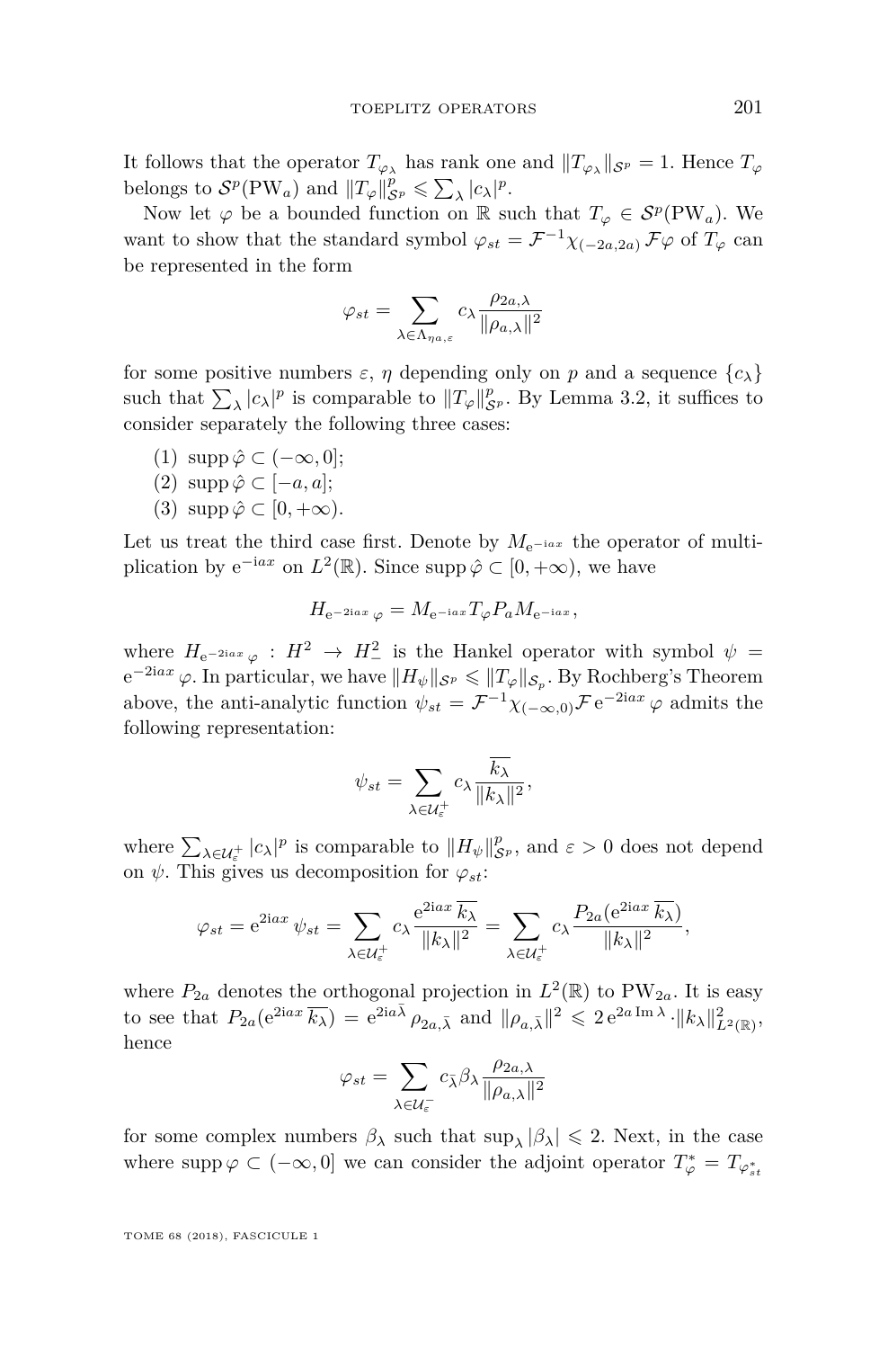It follows that the operator $T_{\varphi_\lambda}$ has rank one and $\|T_{\varphi_\lambda}\|_{\mathcal{S}^p} = 1$. Hence $T_\varphi$ belongs to $\mathcal{S}^p(\mathrm{PW}_a)$ and $\|T_\varphi\|^p_{\mathcal{S}^p} \leqslant \sum_\lambda |c_\lambda|^p$.

Now let $\varphi$ be a bounded function on $\mathbb{R}$ such that $T_\varphi \in \mathcal{S}^p(\mathrm{PW}_a)$. We want to show that the standard symbol $\varphi_{st} = \mathcal{F}^{-1}\chi_{(-2a,2a)}\mathcal{F}\varphi$ of $T_\varphi$ can be represented in the form

$$\varphi_{st} = \sum_{\lambda\in\Lambda_{\eta a,\varepsilon}} c_\lambda \frac{\rho_{2a,\lambda}}{\|\rho_{a,\lambda}\|^2}$$

for some positive numbers $\varepsilon$, $\eta$ depending only on $p$ and a sequence $\{c_\lambda\}$ such that $\sum_\lambda |c_\lambda|^p$ is comparable to $\|T_\varphi\|^p_{\mathcal{S}^p}$. By Lemma 3.2, it suffices to consider separately the following three cases:

(1) $\operatorname{supp}\hat{\varphi} \subset (-\infty, 0]$;
(2) $\operatorname{supp}\hat{\varphi} \subset [-a, a]$;
(3) $\operatorname{supp}\hat{\varphi} \subset [0, +\infty)$.

Let us treat the third case first. Denote by $M_{\mathrm{e}^{-\mathrm{i}ax}}$ the operator of multiplication by $\mathrm{e}^{-\mathrm{i}ax}$ on $L^2(\mathbb{R})$. Since $\operatorname{supp}\hat{\varphi} \subset [0, +\infty)$, we have

$$H_{\mathrm{e}^{-2\mathrm{i}ax}\varphi} = M_{\mathrm{e}^{-\mathrm{i}ax}} T_\varphi P_a M_{\mathrm{e}^{-\mathrm{i}ax}},$$

where $H_{\mathrm{e}^{-2\mathrm{i}ax}\varphi} : H^2 \to H^2_-$ is the Hankel operator with symbol $\psi = \mathrm{e}^{-2\mathrm{i}ax}\varphi$. In particular, we have $\|H_\psi\|_{\mathcal{S}^p} \leqslant \|T_\varphi\|_{\mathcal{S}_p}$. By Rochberg's Theorem above, the anti-analytic function $\psi_{st} = \mathcal{F}^{-1}\chi_{(-\infty,0)}\mathcal{F}\,\mathrm{e}^{-2\mathrm{i}ax}\varphi$ admits the following representation:

$$\psi_{st} = \sum_{\lambda\in\mathcal{U}^+_\varepsilon} c_\lambda \frac{\overline{k_\lambda}}{\|k_\lambda\|^2},$$

where $\sum_{\lambda\in\mathcal{U}^+_\varepsilon} |c_\lambda|^p$ is comparable to $\|H_\psi\|^p_{\mathcal{S}^p}$, and $\varepsilon > 0$ does not depend on $\psi$. This gives us decomposition for $\varphi_{st}$:

$$\varphi_{st} = \mathrm{e}^{2\mathrm{i}ax}\psi_{st} = \sum_{\lambda\in\mathcal{U}^+_\varepsilon} c_\lambda \frac{\mathrm{e}^{2\mathrm{i}ax}\,\overline{k_\lambda}}{\|k_\lambda\|^2} = \sum_{\lambda\in\mathcal{U}^+_\varepsilon} c_\lambda \frac{P_{2a}(\mathrm{e}^{2\mathrm{i}ax}\,\overline{k_\lambda})}{\|k_\lambda\|^2},$$

where $P_{2a}$ denotes the orthogonal projection in $L^2(\mathbb{R})$ to $\mathrm{PW}_{2a}$. It is easy to see that $P_{2a}(\mathrm{e}^{2\mathrm{i}ax}\,\overline{k_\lambda}) = \mathrm{e}^{2\mathrm{i}a\bar{\lambda}}\rho_{2a,\bar{\lambda}}$ and $\|\rho_{a,\bar{\lambda}}\|^2 \leqslant 2\,\mathrm{e}^{2a\operatorname{Im}\lambda}\cdot\|k_\lambda\|^2_{L^2(\mathbb{R})}$, hence

$$\varphi_{st} = \sum_{\lambda\in\mathcal{U}^-_\varepsilon} c_{\bar{\lambda}}\beta_\lambda \frac{\rho_{2a,\lambda}}{\|\rho_{a,\lambda}\|^2}$$

for some complex numbers $\beta_\lambda$ such that $\sup_\lambda |\beta_\lambda| \leqslant 2$. Next, in the case where $\operatorname{supp}\varphi \subset (-\infty, 0]$ we can consider the adjoint operator $T^*_\varphi = T_{\varphi^*_{st}}$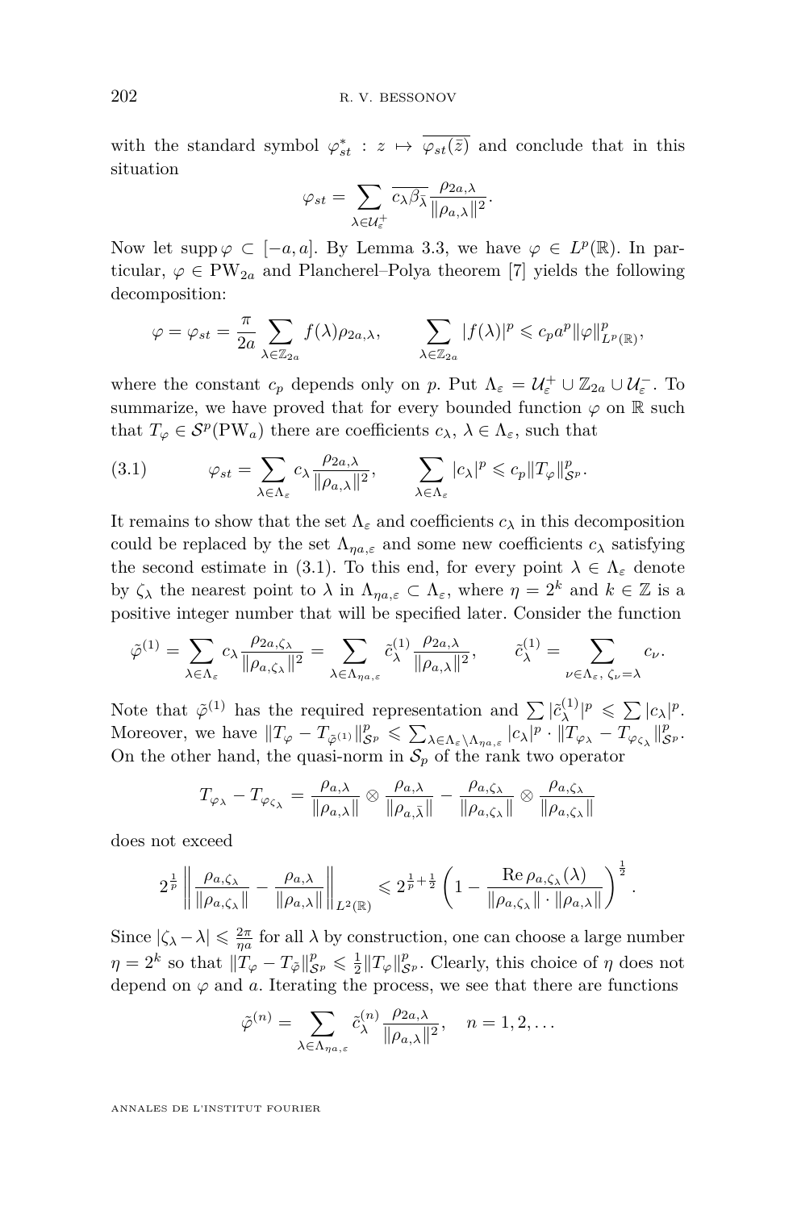with the standard symbol $\varphi_{st}^{*} : z \mapsto \overline{\varphi_{st}(\bar{z})}$ and conclude that in this situation

$$\varphi_{st} = \sum_{\lambda \in \mathcal{U}_{\varepsilon}^{+}} \overline{c_{\lambda}\beta_{\bar{\lambda}}} \frac{\rho_{2a,\lambda}}{\|\rho_{a,\lambda}\|^{2}}.$$

Now let $\operatorname{supp}\varphi \subset [-a,a]$. By Lemma 3.3, we have $\varphi \in L^{p}(\mathbb{R})$. In particular, $\varphi \in \mathrm{PW}_{2a}$ and Plancherel–Polya theorem [7] yields the following decomposition:

$$\varphi = \varphi_{st} = \frac{\pi}{2a}\sum_{\lambda \in \mathbb{Z}_{2a}} f(\lambda)\rho_{2a,\lambda}, \qquad \sum_{\lambda \in \mathbb{Z}_{2a}} |f(\lambda)|^{p} \leqslant c_{p}a^{p}\|\varphi\|_{L^{p}(\mathbb{R})}^{p},$$

where the constant $c_p$ depends only on $p$. Put $\Lambda_{\varepsilon} = \mathcal{U}_{\varepsilon}^{+} \cup \mathbb{Z}_{2a} \cup \mathcal{U}_{\varepsilon}^{-}$. To summarize, we have proved that for every bounded function $\varphi$ on $\mathbb{R}$ such that $T_{\varphi} \in \mathcal{S}^{p}(\mathrm{PW}_{a})$ there are coefficients $c_{\lambda}$, $\lambda \in \Lambda_{\varepsilon}$, such that

$$\varphi_{st} = \sum_{\lambda \in \Lambda_{\varepsilon}} c_{\lambda}\frac{\rho_{2a,\lambda}}{\|\rho_{a,\lambda}\|^{2}}, \qquad \sum_{\lambda \in \Lambda_{\varepsilon}} |c_{\lambda}|^{p} \leqslant c_{p}\|T_{\varphi}\|_{\mathcal{S}^{p}}^{p}. \tag{3.1}$$

It remains to show that the set $\Lambda_{\varepsilon}$ and coefficients $c_{\lambda}$ in this decomposition could be replaced by the set $\Lambda_{\eta a,\varepsilon}$ and some new coefficients $c_{\lambda}$ satisfying the second estimate in (3.1). To this end, for every point $\lambda \in \Lambda_{\varepsilon}$ denote by $\zeta_{\lambda}$ the nearest point to $\lambda$ in $\Lambda_{\eta a,\varepsilon} \subset \Lambda_{\varepsilon}$, where $\eta = 2^{k}$ and $k \in \mathbb{Z}$ is a positive integer number that will be specified later. Consider the function

$$\tilde{\varphi}^{(1)} = \sum_{\lambda \in \Lambda_{\varepsilon}} c_{\lambda}\frac{\rho_{2a,\zeta_{\lambda}}}{\|\rho_{a,\zeta_{\lambda}}\|^{2}} = \sum_{\lambda \in \Lambda_{\eta a,\varepsilon}} \tilde{c}_{\lambda}^{(1)}\frac{\rho_{2a,\lambda}}{\|\rho_{a,\lambda}\|^{2}}, \qquad \tilde{c}_{\lambda}^{(1)} = \sum_{\nu \in \Lambda_{\varepsilon},\, \zeta_{\nu}=\lambda} c_{\nu}.$$

Note that $\tilde{\varphi}^{(1)}$ has the required representation and $\sum |\tilde{c}_{\lambda}^{(1)}|^{p} \leqslant \sum |c_{\lambda}|^{p}$. Moreover, we have $\|T_{\varphi} - T_{\tilde{\varphi}^{(1)}}\|_{\mathcal{S}^{p}}^{p} \leqslant \sum_{\lambda \in \Lambda_{\varepsilon}\setminus\Lambda_{\eta a,\varepsilon}} |c_{\lambda}|^{p} \cdot \|T_{\varphi_{\lambda}} - T_{\varphi_{\zeta_{\lambda}}}\|_{\mathcal{S}^{p}}^{p}$. On the other hand, the quasi-norm in $\mathcal{S}_{p}$ of the rank two operator

$$T_{\varphi_{\lambda}} - T_{\varphi_{\zeta_{\lambda}}} = \frac{\rho_{a,\lambda}}{\|\rho_{a,\lambda}\|} \otimes \frac{\rho_{a,\lambda}}{\|\rho_{a,\bar{\lambda}}\|} - \frac{\rho_{a,\zeta_{\lambda}}}{\|\rho_{a,\zeta_{\lambda}}\|} \otimes \frac{\rho_{a,\zeta_{\lambda}}}{\|\rho_{a,\zeta_{\lambda}}\|}$$

does not exceed

$$2^{\frac{1}{p}}\left\|\frac{\rho_{a,\zeta_{\lambda}}}{\|\rho_{a,\zeta_{\lambda}}\|} - \frac{\rho_{a,\lambda}}{\|\rho_{a,\lambda}\|}\right\|_{L^{2}(\mathbb{R})} \leqslant 2^{\frac{1}{p}+\frac{1}{2}}\left(1 - \frac{\operatorname{Re}\rho_{a,\zeta_{\lambda}}(\lambda)}{\|\rho_{a,\zeta_{\lambda}}\| \cdot \|\rho_{a,\lambda}\|}\right)^{\frac{1}{2}}.$$

Since $|\zeta_{\lambda} - \lambda| \leqslant \frac{2\pi}{\eta a}$ for all $\lambda$ by construction, one can choose a large number $\eta = 2^{k}$ so that $\|T_{\varphi} - T_{\tilde{\varphi}}\|_{\mathcal{S}^{p}}^{p} \leqslant \frac{1}{2}\|T_{\varphi}\|_{\mathcal{S}^{p}}^{p}$. Clearly, this choice of $\eta$ does not depend on $\varphi$ and $a$. Iterating the process, we see that there are functions

$$\tilde{\varphi}^{(n)} = \sum_{\lambda \in \Lambda_{\eta a,\varepsilon}} \tilde{c}_{\lambda}^{(n)}\frac{\rho_{2a,\lambda}}{\|\rho_{a,\lambda}\|^{2}}, \quad n = 1, 2, \ldots$$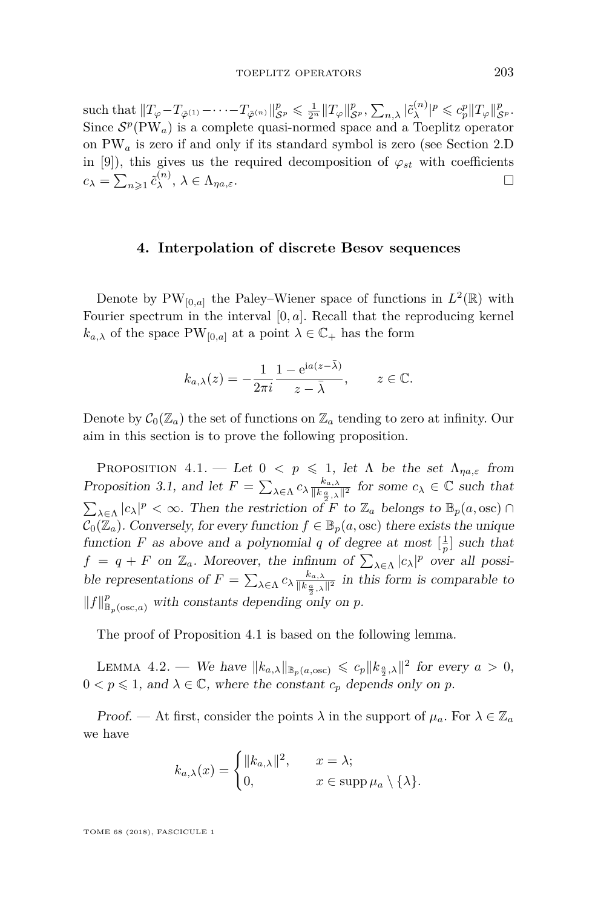such that $\|T_\varphi - T_{\tilde{\varphi}^{(1)}} - \cdots - T_{\tilde{\varphi}^{(n)}}\|_{\mathcal{S}^p}^p \leqslant \frac{1}{2^n}\|T_\varphi\|_{\mathcal{S}^p}^p$, $\sum_{n,\lambda} |\tilde{c}_\lambda^{(n)}|^p \leqslant c_p^p \|T_\varphi\|_{\mathcal{S}^p}^p$. Since $\mathcal{S}^p(\mathrm{PW}_a)$ is a complete quasi-normed space and a Toeplitz operator on $\mathrm{PW}_a$ is zero if and only if its standard symbol is zero (see Section 2.D in [9]), this gives us the required decomposition of $\varphi_{st}$ with coefficients $c_\lambda = \sum_{n\geqslant 1} \tilde{c}_\lambda^{(n)}$, $\lambda \in \Lambda_{\eta a,\varepsilon}$. □

## 4. Interpolation of discrete Besov sequences

Denote by $\mathrm{PW}_{[0,a]}$ the Paley–Wiener space of functions in $L^2(\mathbb{R})$ with Fourier spectrum in the interval $[0,a]$. Recall that the reproducing kernel $k_{a,\lambda}$ of the space $\mathrm{PW}_{[0,a]}$ at a point $\lambda \in \mathbb{C}_+$ has the form

$$k_{a,\lambda}(z) = -\frac{1}{2\pi i}\frac{1 - \mathrm{e}^{\mathrm{i}a(z-\bar{\lambda})}}{z - \bar{\lambda}}, \qquad z \in \mathbb{C}.$$

Denote by $\mathcal{C}_0(\mathbb{Z}_a)$ the set of functions on $\mathbb{Z}_a$ tending to zero at infinity. Our aim in this section is to prove the following proposition.

Proposition 4.1. — *Let $0 < p \leqslant 1$, let $\Lambda$ be the set $\Lambda_{\eta a,\varepsilon}$ from Proposition 3.1, and let $F = \sum_{\lambda\in\Lambda} c_\lambda \frac{k_{a,\lambda}}{\|k_{\frac{a}{2},\lambda}\|^2}$ for some $c_\lambda \in \mathbb{C}$ such that $\sum_{\lambda\in\Lambda} |c_\lambda|^p < \infty$. Then the restriction of $F$ to $\mathbb{Z}_a$ belongs to $\mathbb{B}_p(a, \mathrm{osc}) \cap \mathcal{C}_0(\mathbb{Z}_a)$. Conversely, for every function $f \in \mathbb{B}_p(a, \mathrm{osc})$ there exists the unique function $F$ as above and a polynomial $q$ of degree at most $[\frac{1}{p}]$ such that $f = q + F$ on $\mathbb{Z}_a$. Moreover, the infinum of $\sum_{\lambda\in\Lambda} |c_\lambda|^p$ over all possible representations of $F = \sum_{\lambda\in\Lambda} c_\lambda \frac{k_{a,\lambda}}{\|k_{\frac{a}{2},\lambda}\|^2}$ in this form is comparable to $\|f\|_{\mathbb{B}_p(\mathrm{osc},a)}^p$ with constants depending only on $p$.*

The proof of Proposition 4.1 is based on the following lemma.

Lemma 4.2. — *We have $\|k_{a,\lambda}\|_{\mathbb{B}_p(a,\mathrm{osc})} \leqslant c_p \|k_{\frac{a}{2},\lambda}\|^2$ for every $a > 0$, $0 < p \leqslant 1$, and $\lambda \in \mathbb{C}$, where the constant $c_p$ depends only on $p$.*

*Proof.* — At first, consider the points $\lambda$ in the support of $\mu_a$. For $\lambda \in \mathbb{Z}_a$ we have

$$k_{a,\lambda}(x) = \begin{cases} \|k_{a,\lambda}\|^2, & x = \lambda; \\ 0, & x \in \operatorname{supp}\mu_a \setminus \{\lambda\}. \end{cases}$$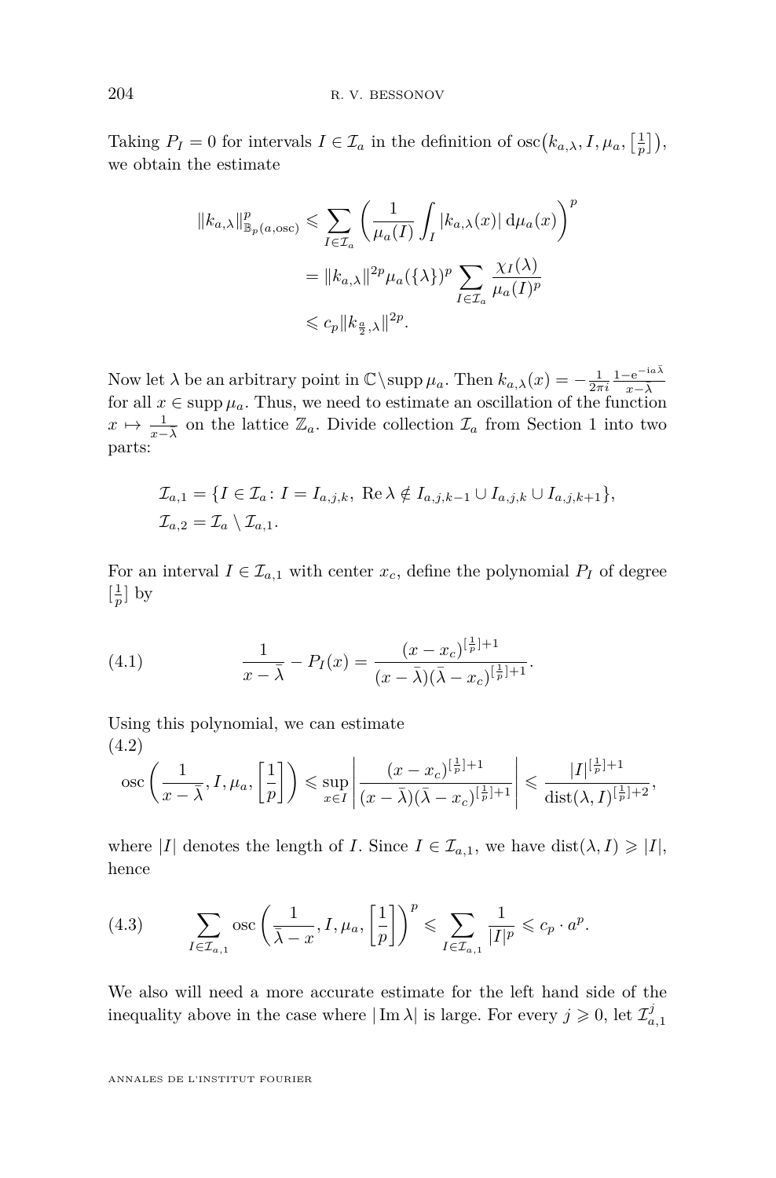Taking $P_I = 0$ for intervals $I \in \mathcal{I}_a$ in the definition of $\operatorname{osc}\big(k_{a,\lambda}, I, \mu_a, \big[\frac{1}{p}\big]\big)$, we obtain the estimate

$$
\begin{aligned}
\|k_{a,\lambda}\|^p_{\mathbb{B}_p(a,\mathrm{osc})} &\leqslant \sum_{I \in \mathcal{I}_a} \left( \frac{1}{\mu_a(I)} \int_I |k_{a,\lambda}(x)| \,\mathrm{d}\mu_a(x) \right)^p \\
&= \|k_{a,\lambda}\|^{2p} \mu_a(\{\lambda\})^p \sum_{I \in \mathcal{I}_a} \frac{\chi_I(\lambda)}{\mu_a(I)^p} \\
&\leqslant c_p \|k_{\frac{a}{2},\lambda}\|^{2p}.
\end{aligned}
$$

Now let $\lambda$ be an arbitrary point in $\mathbb{C} \backslash \operatorname{supp} \mu_a$. Then $k_{a,\lambda}(x) = -\frac{1}{2\pi i} \frac{1 - \mathrm{e}^{-\mathrm{i}a\bar{\lambda}}}{x - \bar{\lambda}}$ for all $x \in \operatorname{supp} \mu_a$. Thus, we need to estimate an oscillation of the function $x \mapsto \frac{1}{x - \bar{\lambda}}$ on the lattice $\mathbb{Z}_a$. Divide collection $\mathcal{I}_a$ from Section 1 into two parts:

$$
\begin{aligned}
&\mathcal{I}_{a,1} = \{ I \in \mathcal{I}_a \colon I = I_{a,j,k}, \ \operatorname{Re} \lambda \notin I_{a,j,k-1} \cup I_{a,j,k} \cup I_{a,j,k+1} \}, \\
&\mathcal{I}_{a,2} = \mathcal{I}_a \setminus \mathcal{I}_{a,1}.
\end{aligned}
$$

For an interval $I \in \mathcal{I}_{a,1}$ with center $x_c$, define the polynomial $P_I$ of degree $\big[\frac{1}{p}\big]$ by

$$
\frac{1}{x - \bar{\lambda}} - P_I(x) = \frac{(x - x_c)^{[\frac{1}{p}]+1}}{(x - \bar{\lambda})(\bar{\lambda} - x_c)^{[\frac{1}{p}]+1}}. \tag{4.1}
$$

Using this polynomial, we can estimate

$$
\operatorname{osc}\left( \frac{1}{x - \bar{\lambda}}, I, \mu_a, \left[\frac{1}{p}\right] \right) \leqslant \sup_{x \in I} \left| \frac{(x - x_c)^{[\frac{1}{p}]+1}}{(x - \bar{\lambda})(\bar{\lambda} - x_c)^{[\frac{1}{p}]+1}} \right| \leqslant \frac{|I|^{[\frac{1}{p}]+1}}{\operatorname{dist}(\lambda, I)^{[\frac{1}{p}]+2}}, \tag{4.2}
$$

where $|I|$ denotes the length of $I$. Since $I \in \mathcal{I}_{a,1}$, we have $\operatorname{dist}(\lambda, I) \geqslant |I|$, hence

$$
\sum_{I \in \mathcal{I}_{a,1}} \operatorname{osc}\left( \frac{1}{\bar{\lambda} - x}, I, \mu_a, \left[\frac{1}{p}\right] \right)^p \leqslant \sum_{I \in \mathcal{I}_{a,1}} \frac{1}{|I|^p} \leqslant c_p \cdot a^p. \tag{4.3}
$$

We also will need a more accurate estimate for the left hand side of the inequality above in the case where $|\operatorname{Im} \lambda|$ is large. For every $j \geqslant 0$, let $\mathcal{I}^j_{a,1}$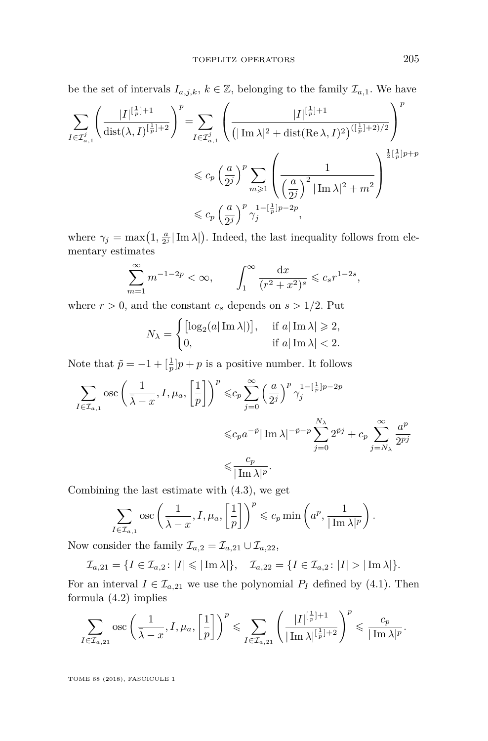be the set of intervals $I_{a,j,k}$, $k \in \mathbb{Z}$, belonging to the family $\mathcal{I}_{a,1}$. We have

$$\sum_{I \in \mathcal{I}_{a,1}^j} \left( \frac{|I|^{[\frac{1}{p}]+1}}{\operatorname{dist}(\lambda, I)^{[\frac{1}{p}]+2}} \right)^p = \sum_{I \in \mathcal{I}_{a,1}^j} \left( \frac{|I|^{[\frac{1}{p}]+1}}{\left(|\operatorname{Im}\lambda|^2 + \operatorname{dist}(\operatorname{Re}\lambda, I)^2\right)^{([\frac{1}{p}]+2)/2}} \right)^p$$

$$\leqslant c_p \left(\frac{a}{2^j}\right)^p \sum_{m \geqslant 1} \left( \frac{1}{\left(\frac{a}{2^j}\right)^2 |\operatorname{Im}\lambda|^2 + m^2} \right)^{\frac{1}{2}[\frac{1}{p}]p+p}$$

$$\leqslant c_p \left(\frac{a}{2^j}\right)^p \gamma_j^{1-[\frac{1}{p}]p-2p},$$

where $\gamma_j = \max\left(1, \frac{a}{2^j}|\operatorname{Im}\lambda|\right)$. Indeed, the last inequality follows from elementary estimates

$$\sum_{m=1}^{\infty} m^{-1-2p} < \infty, \qquad \int_1^{\infty} \frac{\mathrm{d}x}{(r^2+x^2)^s} \leqslant c_s r^{1-2s},$$

where $r > 0$, and the constant $c_s$ depends on $s > 1/2$. Put

$$N_\lambda = \begin{cases} \left[\log_2(a|\operatorname{Im}\lambda|)\right], & \text{if } a|\operatorname{Im}\lambda| \geqslant 2, \\ 0, & \text{if } a|\operatorname{Im}\lambda| < 2. \end{cases}$$

Note that $\tilde{p} = -1 + [\frac{1}{p}]p + p$ is a positive number. It follows

$$\sum_{I \in \mathcal{I}_{a,1}} \operatorname{osc}\left(\frac{1}{\bar{\lambda} - x}, I, \mu_a, \left[\frac{1}{p}\right]\right)^p \leqslant c_p \sum_{j=0}^{\infty} \left(\frac{a}{2^j}\right)^p \gamma_j^{1-[\frac{1}{p}]p-2p}$$

$$\leqslant c_p a^{-\tilde{p}} |\operatorname{Im}\lambda|^{-\tilde{p}-p} \sum_{j=0}^{N_\lambda} 2^{\tilde{p}j} + c_p \sum_{j=N_\lambda}^{\infty} \frac{a^p}{2^{pj}}$$

$$\leqslant \frac{c_p}{|\operatorname{Im}\lambda|^p}.$$

Combining the last estimate with (4.3), we get

$$\sum_{I \in \mathcal{I}_{a,1}} \operatorname{osc}\left(\frac{1}{\bar{\lambda} - x}, I, \mu_a, \left[\frac{1}{p}\right]\right)^p \leqslant c_p \min\left(a^p, \frac{1}{|\operatorname{Im}\lambda|^p}\right).$$

Now consider the family $\mathcal{I}_{a,2} = \mathcal{I}_{a,21} \cup \mathcal{I}_{a,22}$,

$$\mathcal{I}_{a,21} = \{I \in \mathcal{I}_{a,2} \colon |I| \leqslant |\operatorname{Im}\lambda|\}, \quad \mathcal{I}_{a,22} = \{I \in \mathcal{I}_{a,2} \colon |I| > |\operatorname{Im}\lambda|\}.$$

For an interval $I \in \mathcal{I}_{a,21}$ we use the polynomial $P_I$ defined by (4.1). Then formula (4.2) implies

$$\sum_{I \in \mathcal{I}_{a,21}} \operatorname{osc}\left(\frac{1}{\bar{\lambda} - x}, I, \mu_a, \left[\frac{1}{p}\right]\right)^p \leqslant \sum_{I \in \mathcal{I}_{a,21}} \left(\frac{|I|^{[\frac{1}{p}]+1}}{|\operatorname{Im}\lambda|^{[\frac{1}{p}]+2}}\right)^p \leqslant \frac{c_p}{|\operatorname{Im}\lambda|^p}.$$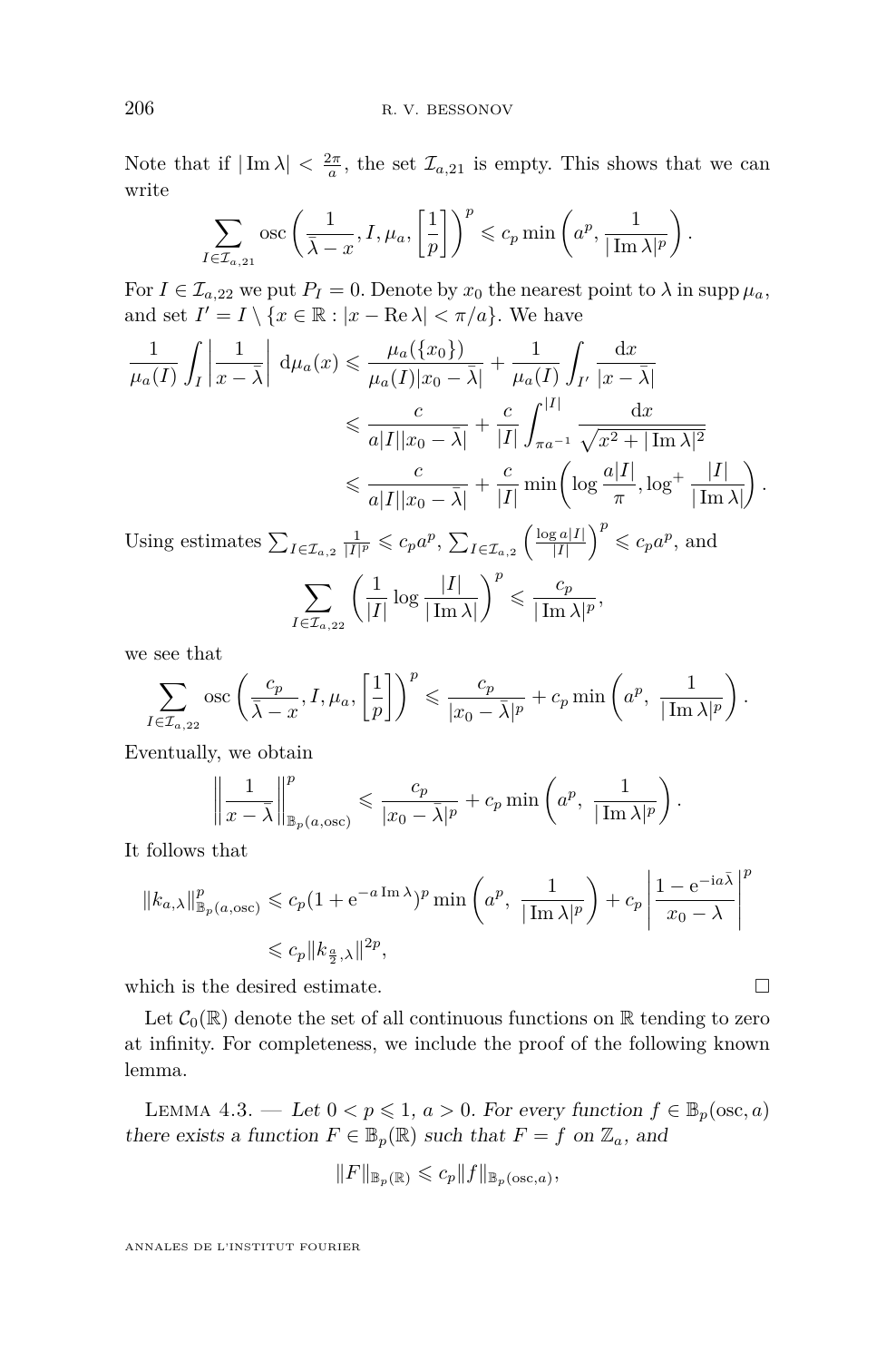Note that if $|\operatorname{Im}\lambda| < \frac{2\pi}{a}$, the set $\mathcal{I}_{a,21}$ is empty. This shows that we can write

$$\sum_{I\in\mathcal{I}_{a,21}} \operatorname{osc}\left(\frac{1}{\bar{\lambda}-x}, I, \mu_a, \left[\frac{1}{p}\right]\right)^p \leqslant c_p \min\left(a^p, \frac{1}{|\operatorname{Im}\lambda|^p}\right).$$

For $I \in \mathcal{I}_{a,22}$ we put $P_I = 0$. Denote by $x_0$ the nearest point to $\lambda$ in $\operatorname{supp}\mu_a$, and set $I' = I \setminus \{x \in \mathbb{R} : |x - \operatorname{Re}\lambda| < \pi/a\}$. We have

$$\begin{aligned}
\frac{1}{\mu_a(I)}\int_I \left|\frac{1}{x-\bar{\lambda}}\right| \,\mathrm{d}\mu_a(x) &\leqslant \frac{\mu_a(\{x_0\})}{\mu_a(I)|x_0-\bar{\lambda}|} + \frac{1}{\mu_a(I)}\int_{I'}\frac{\mathrm{d}x}{|x-\bar{\lambda}|}\\
&\leqslant \frac{c}{a|I||x_0-\bar{\lambda}|} + \frac{c}{|I|}\int_{\pi a^{-1}}^{|I|}\frac{\mathrm{d}x}{\sqrt{x^2+|\operatorname{Im}\lambda|^2}}\\
&\leqslant \frac{c}{a|I||x_0-\bar{\lambda}|} + \frac{c}{|I|}\min\left(\log\frac{a|I|}{\pi}, \log^+\frac{|I|}{|\operatorname{Im}\lambda|}\right).
\end{aligned}$$

Using estimates $\sum_{I\in\mathcal{I}_{a,2}}\frac{1}{|I|^p} \leqslant c_p a^p$, $\sum_{I\in\mathcal{I}_{a,2}}\left(\frac{\log a|I|}{|I|}\right)^p \leqslant c_p a^p$, and

$$\sum_{I\in\mathcal{I}_{a,22}}\left(\frac{1}{|I|}\log\frac{|I|}{|\operatorname{Im}\lambda|}\right)^p \leqslant \frac{c_p}{|\operatorname{Im}\lambda|^p},$$

we see that

$$\sum_{I\in\mathcal{I}_{a,22}} \operatorname{osc}\left(\frac{c_p}{\bar{\lambda}-x}, I, \mu_a, \left[\frac{1}{p}\right]\right)^p \leqslant \frac{c_p}{|x_0-\bar{\lambda}|^p} + c_p\min\left(a^p,\ \frac{1}{|\operatorname{Im}\lambda|^p}\right).$$

Eventually, we obtain

$$\left\|\frac{1}{x-\bar{\lambda}}\right\|^p_{\mathbb{B}_p(a,\mathrm{osc})} \leqslant \frac{c_p}{|x_0-\bar{\lambda}|^p} + c_p\min\left(a^p,\ \frac{1}{|\operatorname{Im}\lambda|^p}\right).$$

It follows that

$$\begin{aligned}
\|k_{a,\lambda}\|^p_{\mathbb{B}_p(a,\mathrm{osc})} &\leqslant c_p(1+\mathrm{e}^{-a\operatorname{Im}\lambda})^p\min\left(a^p,\ \frac{1}{|\operatorname{Im}\lambda|^p}\right) + c_p\left|\frac{1-\mathrm{e}^{-\mathrm{i}a\bar{\lambda}}}{x_0-\lambda}\right|^p\\
&\leqslant c_p\|k_{\frac{a}{2},\lambda}\|^{2p},
\end{aligned}$$

which is the desired estimate. ◻

Let $\mathcal{C}_0(\mathbb{R})$ denote the set of all continuous functions on $\mathbb{R}$ tending to zero at infinity. For completeness, we include the proof of the following known lemma.

Lemma 4.3. — *Let $0 < p \leqslant 1$, $a > 0$. For every function $f \in \mathbb{B}_p(\mathrm{osc}, a)$ there exists a function $F \in \mathbb{B}_p(\mathbb{R})$ such that $F = f$ on $\mathbb{Z}_a$, and*

$$\|F\|_{\mathbb{B}_p(\mathbb{R})} \leqslant c_p\|f\|_{\mathbb{B}_p(\mathrm{osc},a)},$$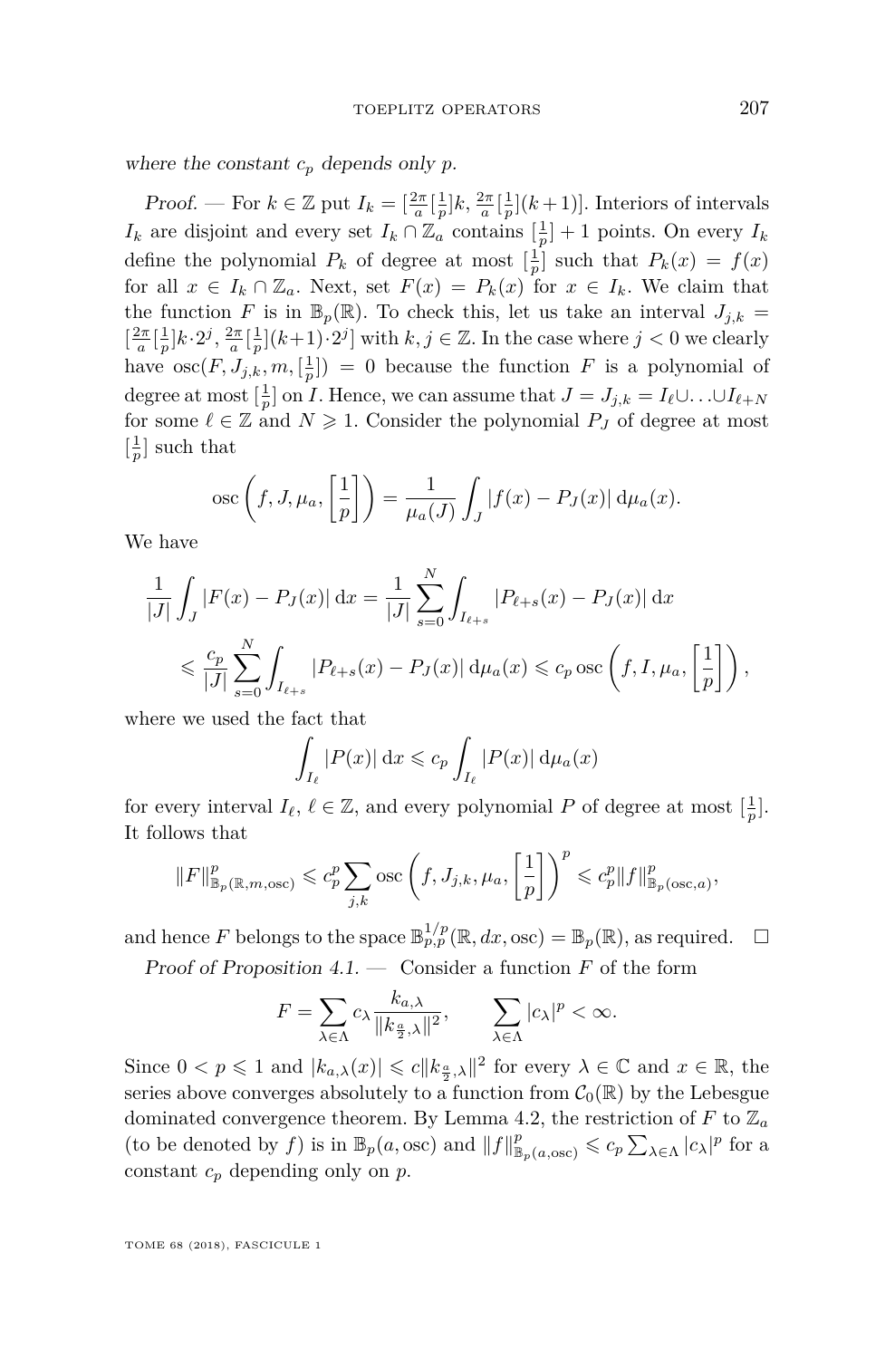*where the constant $c_p$ depends only $p$.*

*Proof.* — For $k \in \mathbb{Z}$ put $I_k = [\frac{2\pi}{a}[\frac{1}{p}]k, \frac{2\pi}{a}[\frac{1}{p}](k+1)]$. Interiors of intervals $I_k$ are disjoint and every set $I_k \cap \mathbb{Z}_a$ contains $[\frac{1}{p}]+1$ points. On every $I_k$ define the polynomial $P_k$ of degree at most $[\frac{1}{p}]$ such that $P_k(x) = f(x)$ for all $x \in I_k \cap \mathbb{Z}_a$. Next, set $F(x) = P_k(x)$ for $x \in I_k$. We claim that the function $F$ is in $\mathbb{B}_p(\mathbb{R})$. To check this, let us take an interval $J_{j,k} = [\frac{2\pi}{a}[\frac{1}{p}]k \cdot 2^j, \frac{2\pi}{a}[\frac{1}{p}](k+1) \cdot 2^j]$ with $k, j \in \mathbb{Z}$. In the case where $j < 0$ we clearly have $\operatorname{osc}(F, J_{j,k}, m, [\frac{1}{p}]) = 0$ because the function $F$ is a polynomial of degree at most $[\frac{1}{p}]$ on $I$. Hence, we can assume that $J = J_{j,k} = I_\ell \cup \ldots \cup I_{\ell+N}$ for some $\ell \in \mathbb{Z}$ and $N \geqslant 1$. Consider the polynomial $P_J$ of degree at most $[\frac{1}{p}]$ such that

$$\operatorname{osc}\left(f, J, \mu_a, \left[\frac{1}{p}\right]\right) = \frac{1}{\mu_a(J)} \int_J |f(x) - P_J(x)| \, \mathrm{d}\mu_a(x).$$

We have

$$\begin{aligned}
\frac{1}{|J|} \int_J |F(x) - P_J(x)| \, \mathrm{d}x &= \frac{1}{|J|} \sum_{s=0}^{N} \int_{I_{\ell+s}} |P_{\ell+s}(x) - P_J(x)| \, \mathrm{d}x \\
&\leqslant \frac{c_p}{|J|} \sum_{s=0}^{N} \int_{I_{\ell+s}} |P_{\ell+s}(x) - P_J(x)| \, \mathrm{d}\mu_a(x) \leqslant c_p \operatorname{osc}\left(f, I, \mu_a, \left[\frac{1}{p}\right]\right),
\end{aligned}$$

where we used the fact that

$$\int_{I_\ell} |P(x)| \, \mathrm{d}x \leqslant c_p \int_{I_\ell} |P(x)| \, \mathrm{d}\mu_a(x)$$

for every interval $I_\ell$, $\ell \in \mathbb{Z}$, and every polynomial $P$ of degree at most $[\frac{1}{p}]$. It follows that

$$\|F\|^p_{\mathbb{B}_p(\mathbb{R}, m, \operatorname{osc})} \leqslant c_p^p \sum_{j,k} \operatorname{osc}\left(f, J_{j,k}, \mu_a, \left[\frac{1}{p}\right]\right)^p \leqslant c_p^p \|f\|^p_{\mathbb{B}_p(\operatorname{osc}, a)},$$

and hence $F$ belongs to the space $\mathbb{B}^{1/p}_{p,p}(\mathbb{R}, dx, \operatorname{osc}) = \mathbb{B}_p(\mathbb{R})$, as required. $\square$

*Proof of Proposition 4.1.* — Consider a function $F$ of the form

$$F = \sum_{\lambda \in \Lambda} c_\lambda \frac{k_{a,\lambda}}{\|k_{\frac{a}{2},\lambda}\|^2}, \qquad \sum_{\lambda \in \Lambda} |c_\lambda|^p < \infty.$$

Since $0 < p \leqslant 1$ and $|k_{a,\lambda}(x)| \leqslant c\|k_{\frac{a}{2},\lambda}\|^2$ for every $\lambda \in \mathbb{C}$ and $x \in \mathbb{R}$, the series above converges absolutely to a function from $\mathcal{C}_0(\mathbb{R})$ by the Lebesgue dominated convergence theorem. By Lemma 4.2, the restriction of $F$ to $\mathbb{Z}_a$ (to be denoted by $f$) is in $\mathbb{B}_p(a, \operatorname{osc})$ and $\|f\|^p_{\mathbb{B}_p(a,\operatorname{osc})} \leqslant c_p \sum_{\lambda \in \Lambda} |c_\lambda|^p$ for a constant $c_p$ depending only on $p$.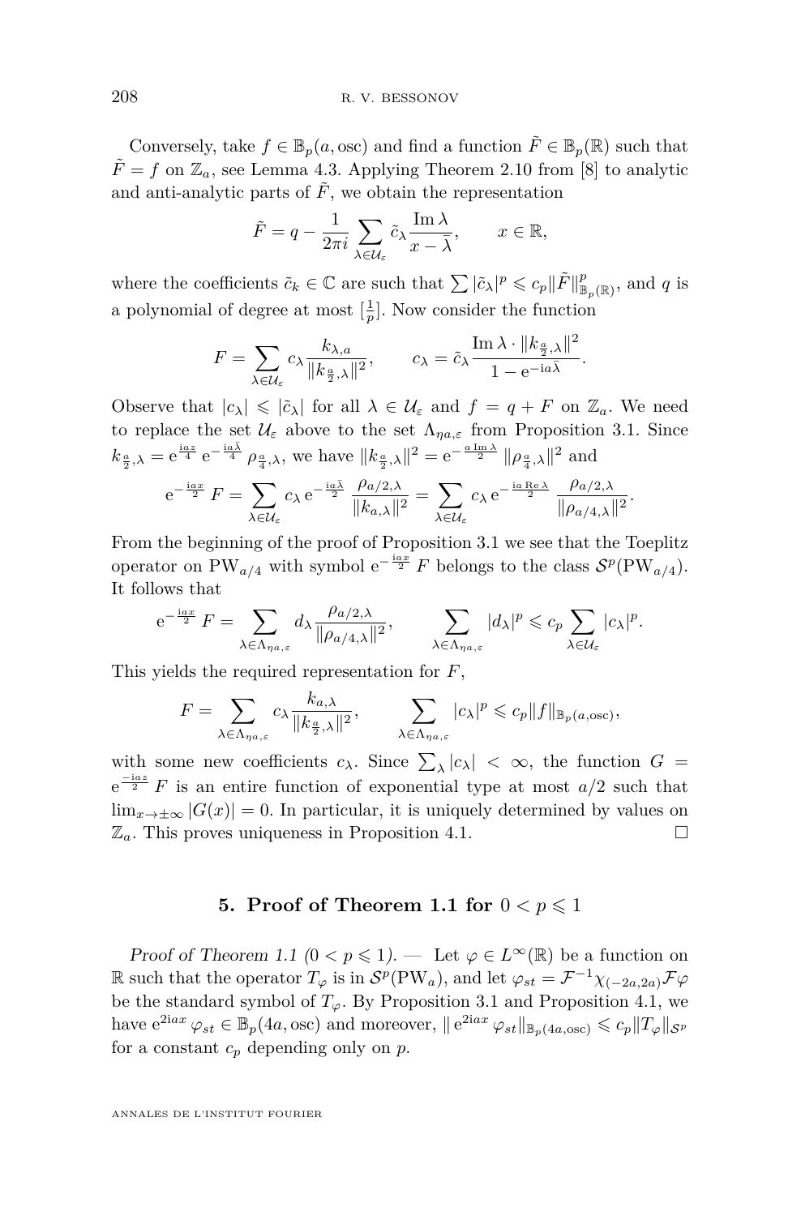Conversely, take $f \in \mathbb{B}_p(a, \mathrm{osc})$ and find a function $\tilde{F} \in \mathbb{B}_p(\mathbb{R})$ such that $\tilde{F} = f$ on $\mathbb{Z}_a$, see Lemma 4.3. Applying Theorem 2.10 from [8] to analytic and anti-analytic parts of $\tilde{F}$, we obtain the representation

$$\tilde{F} = q - \frac{1}{2\pi i} \sum_{\lambda \in \mathcal{U}_\varepsilon} \tilde{c}_\lambda \frac{\operatorname{Im} \lambda}{x - \bar{\lambda}}, \qquad x \in \mathbb{R},$$

where the coefficients $\tilde{c}_k \in \mathbb{C}$ are such that $\sum |\tilde{c}_\lambda|^p \leqslant c_p \|\tilde{F}\|^p_{\mathbb{B}_p(\mathbb{R})}$, and $q$ is a polynomial of degree at most $[\frac{1}{p}]$. Now consider the function

$$F = \sum_{\lambda \in \mathcal{U}_\varepsilon} c_\lambda \frac{k_{\lambda, a}}{\|k_{\frac{a}{2}, \lambda}\|^2}, \qquad c_\lambda = \tilde{c}_\lambda \frac{\operatorname{Im} \lambda \cdot \|k_{\frac{a}{2}, \lambda}\|^2}{1 - \mathrm{e}^{-\mathrm{i} a \bar{\lambda}}}.$$

Observe that $|c_\lambda| \leqslant |\tilde{c}_\lambda|$ for all $\lambda \in \mathcal{U}_\varepsilon$ and $f = q + F$ on $\mathbb{Z}_a$. We need to replace the set $\mathcal{U}_\varepsilon$ above to the set $\Lambda_{\eta a, \varepsilon}$ from Proposition 3.1. Since $k_{\frac{a}{2}, \lambda} = \mathrm{e}^{\frac{\mathrm{i} a z}{4}} \mathrm{e}^{-\frac{\mathrm{i} a \bar{\lambda}}{4}} \rho_{\frac{a}{4}, \lambda}$, we have $\|k_{\frac{a}{2}, \lambda}\|^2 = \mathrm{e}^{-\frac{a \operatorname{Im} \lambda}{2}} \|\rho_{\frac{a}{4}, \lambda}\|^2$ and

$$\mathrm{e}^{-\frac{\mathrm{i} a x}{2}} F = \sum_{\lambda \in \mathcal{U}_\varepsilon} c_\lambda \mathrm{e}^{-\frac{\mathrm{i} a \bar{\lambda}}{2}} \frac{\rho_{a/2, \lambda}}{\|k_{a, \lambda}\|^2} = \sum_{\lambda \in \mathcal{U}_\varepsilon} c_\lambda \mathrm{e}^{-\frac{\mathrm{i} a \operatorname{Re} \lambda}{2}} \frac{\rho_{a/2, \lambda}}{\|\rho_{a/4, \lambda}\|^2}.$$

From the beginning of the proof of Proposition 3.1 we see that the Toeplitz operator on $\mathrm{PW}_{a/4}$ with symbol $\mathrm{e}^{-\frac{\mathrm{i} a x}{2}} F$ belongs to the class $\mathcal{S}^p(\mathrm{PW}_{a/4})$. It follows that

$$\mathrm{e}^{-\frac{\mathrm{i} a x}{2}} F = \sum_{\lambda \in \Lambda_{\eta a, \varepsilon}} d_\lambda \frac{\rho_{a/2, \lambda}}{\|\rho_{a/4, \lambda}\|^2}, \qquad \sum_{\lambda \in \Lambda_{\eta a, \varepsilon}} |d_\lambda|^p \leqslant c_p \sum_{\lambda \in \mathcal{U}_\varepsilon} |c_\lambda|^p.$$

This yields the required representation for $F$,

$$F = \sum_{\lambda \in \Lambda_{\eta a, \varepsilon}} c_\lambda \frac{k_{a, \lambda}}{\|k_{\frac{a}{2}, \lambda}\|^2}, \qquad \sum_{\lambda \in \Lambda_{\eta a, \varepsilon}} |c_\lambda|^p \leqslant c_p \|f\|_{\mathbb{B}_p(a, \mathrm{osc})},$$

with some new coefficients $c_\lambda$. Since $\sum_\lambda |c_\lambda| < \infty$, the function $G = \mathrm{e}^{\frac{-\mathrm{i} a z}{2}} F$ is an entire function of exponential type at most $a/2$ such that $\lim_{x \to \pm\infty} |G(x)| = 0$. In particular, it is uniquely determined by values on $\mathbb{Z}_a$. This proves uniqueness in Proposition 4.1. $\square$

## 5. Proof of Theorem 1.1 for $0 < p \leqslant 1$

*Proof of Theorem 1.1 ($0 < p \leqslant 1$).* — Let $\varphi \in L^\infty(\mathbb{R})$ be a function on $\mathbb{R}$ such that the operator $T_\varphi$ is in $\mathcal{S}^p(\mathrm{PW}_a)$, and let $\varphi_{st} = \mathcal{F}^{-1} \chi_{(-2a, 2a)} \mathcal{F} \varphi$ be the standard symbol of $T_\varphi$. By Proposition 3.1 and Proposition 4.1, we have $\mathrm{e}^{2\mathrm{i} a x} \varphi_{st} \in \mathbb{B}_p(4a, \mathrm{osc})$ and moreover, $\|\mathrm{e}^{2\mathrm{i} a x} \varphi_{st}\|_{\mathbb{B}_p(4a, \mathrm{osc})} \leqslant c_p \|T_\varphi\|_{\mathcal{S}^p}$ for a constant $c_p$ depending only on $p$.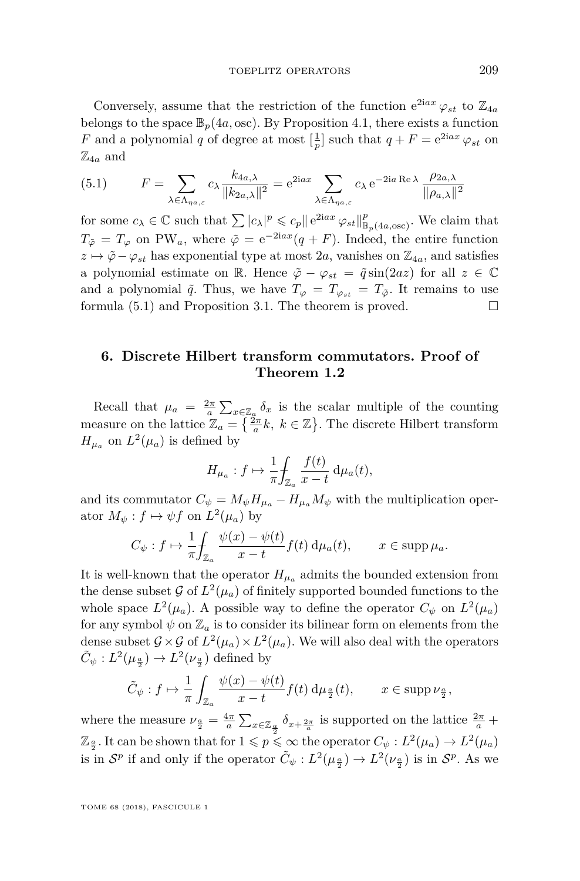Conversely, assume that the restriction of the function $e^{2iax}\varphi_{st}$ to $\mathbb{Z}_{4a}$ belongs to the space $\mathbb{B}_p(4a, \mathrm{osc})$. By Proposition 4.1, there exists a function $F$ and a polynomial $q$ of degree at most $[\frac{1}{p}]$ such that $q + F = e^{2iax}\varphi_{st}$ on $\mathbb{Z}_{4a}$ and

$$F = \sum_{\lambda\in\Lambda_{\eta_a,\varepsilon}} c_\lambda \frac{k_{4a,\lambda}}{\|k_{2a,\lambda}\|^2} = e^{2iax} \sum_{\lambda\in\Lambda_{\eta_a,\varepsilon}} c_\lambda\, e^{-2ia\operatorname{Re}\lambda} \frac{\rho_{2a,\lambda}}{\|\rho_{a,\lambda}\|^2} \tag{5.1}$$

for some $c_\lambda\in\mathbb{C}$ such that $\sum|c_\lambda|^p \leqslant c_p\| e^{2iax}\varphi_{st}\|^p_{\mathbb{B}_p(4a,\mathrm{osc})}$. We claim that $T_{\tilde\varphi} = T_\varphi$ on $\mathrm{PW}_a$, where $\tilde\varphi = e^{-2iax}(q+F)$. Indeed, the entire function $z\mapsto\tilde\varphi-\varphi_{st}$ has exponential type at most $2a$, vanishes on $\mathbb{Z}_{4a}$, and satisfies a polynomial estimate on $\mathbb{R}$. Hence $\tilde\varphi-\varphi_{st} = \tilde q\sin(2az)$ for all $z\in\mathbb{C}$ and a polynomial $\tilde q$. Thus, we have $T_\varphi = T_{\varphi_{st}} = T_{\tilde\varphi}$. It remains to use formula (5.1) and Proposition 3.1. The theorem is proved. $\square$

## 6. Discrete Hilbert transform commutators. Proof of Theorem 1.2

Recall that $\mu_a = \frac{2\pi}{a}\sum_{x\in\mathbb{Z}_a}\delta_x$ is the scalar multiple of the counting measure on the lattice $\mathbb{Z}_a = \{\frac{2\pi}{a}k,\ k\in\mathbb{Z}\}$. The discrete Hilbert transform $H_{\mu_a}$ on $L^2(\mu_a)$ is defined by

$$H_{\mu_a} : f\mapsto \frac{1}{\pi}\fint_{\mathbb{Z}_a}\frac{f(t)}{x-t}\,\mathrm{d}\mu_a(t),$$

and its commutator $C_\psi = M_\psi H_{\mu_a} - H_{\mu_a}M_\psi$ with the multiplication operator $M_\psi : f\mapsto \psi f$ on $L^2(\mu_a)$ by

$$C_\psi : f\mapsto \frac{1}{\pi}\fint_{\mathbb{Z}_a}\frac{\psi(x)-\psi(t)}{x-t}f(t)\,\mathrm{d}\mu_a(t),\qquad x\in\operatorname{supp}\mu_a.$$

It is well-known that the operator $H_{\mu_a}$ admits the bounded extension from the dense subset $\mathcal{G}$ of $L^2(\mu_a)$ of finitely supported bounded functions to the whole space $L^2(\mu_a)$. A possible way to define the operator $C_\psi$ on $L^2(\mu_a)$ for any symbol $\psi$ on $\mathbb{Z}_a$ is to consider its bilinear form on elements from the dense subset $\mathcal{G}\times\mathcal{G}$ of $L^2(\mu_a)\times L^2(\mu_a)$. We will also deal with the operators $\tilde C_\psi : L^2(\mu_{\frac{a}{2}})\to L^2(\nu_{\frac{a}{2}})$ defined by

$$\tilde C_\psi : f\mapsto \frac{1}{\pi}\int_{\mathbb{Z}_a}\frac{\psi(x)-\psi(t)}{x-t}f(t)\,\mathrm{d}\mu_{\frac{a}{2}}(t),\qquad x\in\operatorname{supp}\nu_{\frac{a}{2}},$$

where the measure $\nu_{\frac{a}{2}} = \frac{4\pi}{a}\sum_{x\in\mathbb{Z}_{\frac{a}{2}}}\delta_{x+\frac{2\pi}{a}}$ is supported on the lattice $\frac{2\pi}{a} + \mathbb{Z}_{\frac{a}{2}}$. It can be shown that for $1\leqslant p\leqslant\infty$ the operator $C_\psi : L^2(\mu_a)\to L^2(\mu_a)$ is in $\mathcal{S}^p$ if and only if the operator $\tilde C_\psi : L^2(\mu_{\frac{a}{2}})\to L^2(\nu_{\frac{a}{2}})$ is in $\mathcal{S}^p$. As we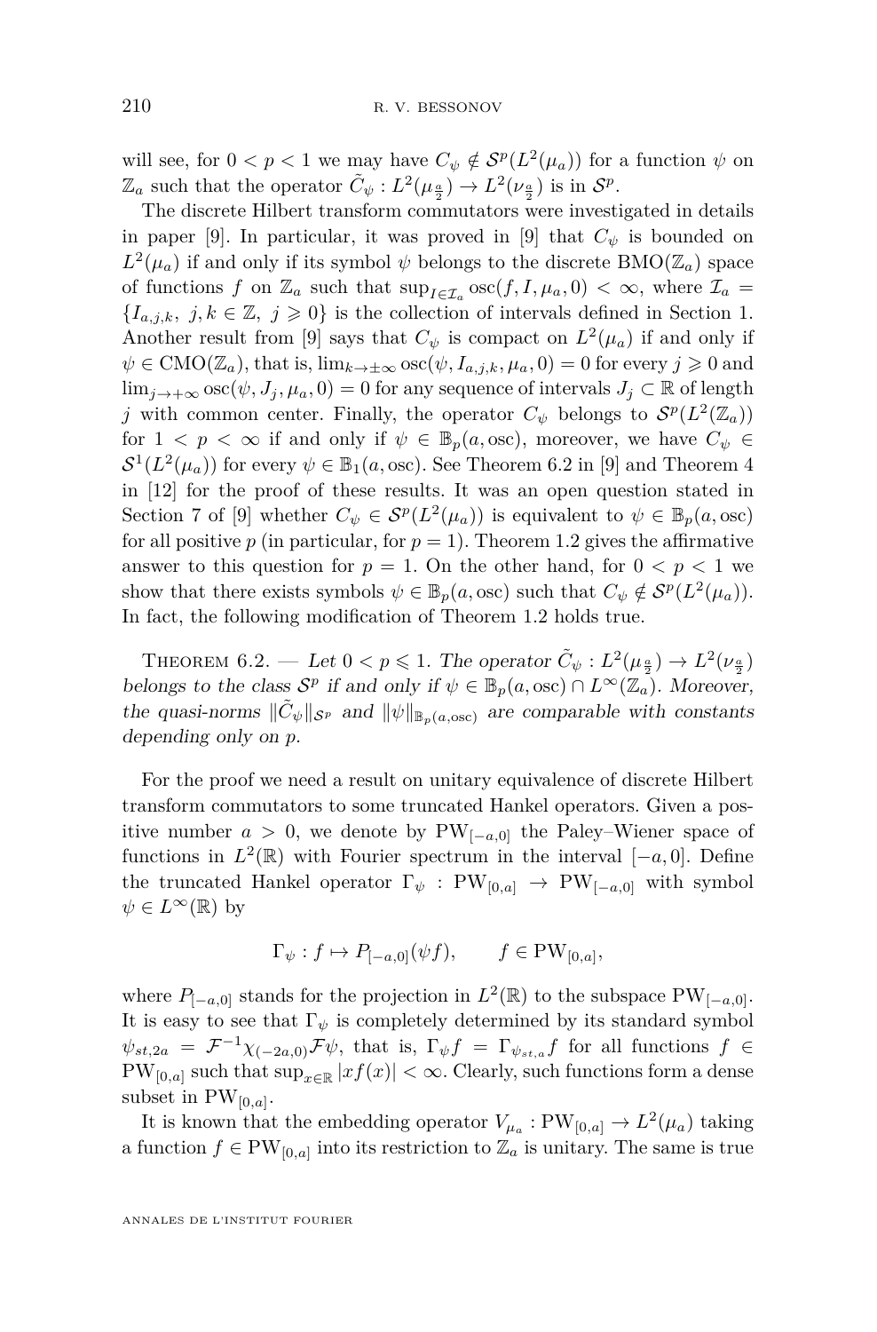will see, for $0 < p < 1$ we may have $C_\psi \notin \mathcal{S}^p(L^2(\mu_a))$ for a function $\psi$ on $\mathbb{Z}_a$ such that the operator $\tilde{C}_\psi : L^2(\mu_{\frac{a}{2}}) \to L^2(\nu_{\frac{a}{2}})$ is in $\mathcal{S}^p$.

The discrete Hilbert transform commutators were investigated in details in paper [9]. In particular, it was proved in [9] that $C_\psi$ is bounded on $L^2(\mu_a)$ if and only if its symbol $\psi$ belongs to the discrete $\mathrm{BMO}(\mathbb{Z}_a)$ space of functions $f$ on $\mathbb{Z}_a$ such that $\sup_{I \in \mathcal{I}_a} \mathrm{osc}(f, I, \mu_a, 0) < \infty$, where $\mathcal{I}_a = \{I_{a,j,k},\ j,k \in \mathbb{Z},\ j \geqslant 0\}$ is the collection of intervals defined in Section 1. Another result from [9] says that $C_\psi$ is compact on $L^2(\mu_a)$ if and only if $\psi \in \mathrm{CMO}(\mathbb{Z}_a)$, that is, $\lim_{k \to \pm\infty} \mathrm{osc}(\psi, I_{a,j,k}, \mu_a, 0) = 0$ for every $j \geqslant 0$ and $\lim_{j \to +\infty} \mathrm{osc}(\psi, J_j, \mu_a, 0) = 0$ for any sequence of intervals $J_j \subset \mathbb{R}$ of length $j$ with common center. Finally, the operator $C_\psi$ belongs to $\mathcal{S}^p(L^2(\mathbb{Z}_a))$ for $1 < p < \infty$ if and only if $\psi \in \mathbb{B}_p(a, \mathrm{osc})$, moreover, we have $C_\psi \in \mathcal{S}^1(L^2(\mu_a))$ for every $\psi \in \mathbb{B}_1(a, \mathrm{osc})$. See Theorem 6.2 in [9] and Theorem 4 in [12] for the proof of these results. It was an open question stated in Section 7 of [9] whether $C_\psi \in \mathcal{S}^p(L^2(\mu_a))$ is equivalent to $\psi \in \mathbb{B}_p(a, \mathrm{osc})$ for all positive $p$ (in particular, for $p = 1$). Theorem 1.2 gives the affirmative answer to this question for $p = 1$. On the other hand, for $0 < p < 1$ we show that there exists symbols $\psi \in \mathbb{B}_p(a, \mathrm{osc})$ such that $C_\psi \notin \mathcal{S}^p(L^2(\mu_a))$. In fact, the following modification of Theorem 1.2 holds true.

**Theorem 6.2.** — *Let $0 < p \leqslant 1$. The operator $\tilde{C}_\psi : L^2(\mu_{\frac{a}{2}}) \to L^2(\nu_{\frac{a}{2}})$ belongs to the class $\mathcal{S}^p$ if and only if $\psi \in \mathbb{B}_p(a, \mathrm{osc}) \cap L^\infty(\mathbb{Z}_a)$. Moreover, the quasi-norms $\|\tilde{C}_\psi\|_{\mathcal{S}^p}$ and $\|\psi\|_{\mathbb{B}_p(a,\mathrm{osc})}$ are comparable with constants depending only on $p$.*

For the proof we need a result on unitary equivalence of discrete Hilbert transform commutators to some truncated Hankel operators. Given a positive number $a > 0$, we denote by $\mathrm{PW}_{[-a,0]}$ the Paley–Wiener space of functions in $L^2(\mathbb{R})$ with Fourier spectrum in the interval $[-a, 0]$. Define the truncated Hankel operator $\Gamma_\psi : \mathrm{PW}_{[0,a]} \to \mathrm{PW}_{[-a,0]}$ with symbol $\psi \in L^\infty(\mathbb{R})$ by

$$\Gamma_\psi : f \mapsto P_{[-a,0]}(\psi f), \qquad f \in \mathrm{PW}_{[0,a]},$$

where $P_{[-a,0]}$ stands for the projection in $L^2(\mathbb{R})$ to the subspace $\mathrm{PW}_{[-a,0]}$. It is easy to see that $\Gamma_\psi$ is completely determined by its standard symbol $\psi_{st,2a} = \mathcal{F}^{-1}\chi_{(-2a,0)}\mathcal{F}\psi$, that is, $\Gamma_\psi f = \Gamma_{\psi_{st,a}} f$ for all functions $f \in \mathrm{PW}_{[0,a]}$ such that $\sup_{x \in \mathbb{R}} |xf(x)| < \infty$. Clearly, such functions form a dense subset in $\mathrm{PW}_{[0,a]}$.

It is known that the embedding operator $V_{\mu_a} : \mathrm{PW}_{[0,a]} \to L^2(\mu_a)$ taking a function $f \in \mathrm{PW}_{[0,a]}$ into its restriction to $\mathbb{Z}_a$ is unitary. The same is true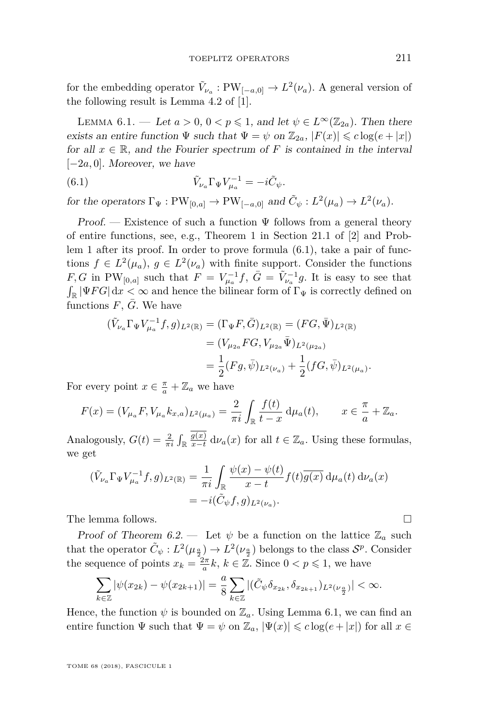for the embedding operator $\tilde{V}_{\nu_a} : \mathrm{PW}_{[-a,0]} \to L^2(\nu_a)$. A general version of the following result is Lemma 4.2 of [1].

Lemma 6.1. — *Let $a > 0$, $0 < p \leqslant 1$, and let $\psi \in L^\infty(\mathbb{Z}_{2a})$. Then there exists an entire function $\Psi$ such that $\Psi = \psi$ on $\mathbb{Z}_{2a}$, $|F(x)| \leqslant c \log(e + |x|)$ for all $x \in \mathbb{R}$, and the Fourier spectrum of $F$ is contained in the interval $[-2a, 0]$. Moreover, we have*

$$\tilde{V}_{\nu_a} \Gamma_\Psi V_{\mu_a}^{-1} = -i \tilde{C}_\psi. \tag{6.1}$$

*for the operators $\Gamma_\Psi : \mathrm{PW}_{[0,a]} \to \mathrm{PW}_{[-a,0]}$ and $\tilde{C}_\psi : L^2(\mu_a) \to L^2(\nu_a)$.*

*Proof.* — Existence of such a function $\Psi$ follows from a general theory of entire functions, see, e.g., Theorem 1 in Section 21.1 of [2] and Problem 1 after its proof. In order to prove formula (6.1), take a pair of functions $f \in L^2(\mu_a)$, $g \in L^2(\nu_a)$ with finite support. Consider the functions $F, G$ in $\mathrm{PW}_{[0,a]}$ such that $F = V_{\mu_a}^{-1} f$, $\bar{G} = \tilde{V}_{\nu_a}^{-1} g$. It is easy to see that $\int_{\mathbb{R}} |\Psi F G| \,\mathrm{d}x < \infty$ and hence the bilinear form of $\Gamma_\Psi$ is correctly defined on functions $F$, $\bar{G}$. We have

$$\begin{aligned}
(\tilde{V}_{\nu_a} \Gamma_\Psi V_{\mu_a}^{-1} f, g)_{L^2(\mathbb{R})} &= (\Gamma_\Psi F, \bar{G})_{L^2(\mathbb{R})} = (FG, \bar{\Psi})_{L^2(\mathbb{R})} \\
&= (V_{\mu_{2a}} FG, V_{\mu_{2a}} \bar{\Psi})_{L^2(\mu_{2a})} \\
&= \frac{1}{2}(Fg, \bar{\psi})_{L^2(\nu_a)} + \frac{1}{2}(fG, \bar{\psi})_{L^2(\mu_a)}.
\end{aligned}$$

For every point $x \in \frac{\pi}{a} + \mathbb{Z}_a$ we have

$$F(x) = (V_{\mu_a} F, V_{\mu_a} k_{x,a})_{L^2(\mu_a)} = \frac{2}{\pi i} \int_{\mathbb{R}} \frac{f(t)}{t - x} \,\mathrm{d}\mu_a(t), \qquad x \in \frac{\pi}{a} + \mathbb{Z}_a.$$

Analogously, $G(t) = \frac{2}{\pi i} \int_{\mathbb{R}} \frac{\overline{g(x)}}{x - t} \,\mathrm{d}\nu_a(x)$ for all $t \in \mathbb{Z}_a$. Using these formulas, we get

$$\begin{aligned}
(\tilde{V}_{\nu_a} \Gamma_\Psi V_{\mu_a}^{-1} f, g)_{L^2(\mathbb{R})} &= \frac{1}{\pi i} \int_{\mathbb{R}} \frac{\psi(x) - \psi(t)}{x - t} f(t) \overline{g(x)} \,\mathrm{d}\mu_a(t) \,\mathrm{d}\nu_a(x) \\
&= -i (\tilde{C}_\psi f, g)_{L^2(\nu_a)}.
\end{aligned}$$

The lemma follows. $\square$

*Proof of Theorem 6.2.* — Let $\psi$ be a function on the lattice $\mathbb{Z}_a$ such that the operator $\tilde{C}_\psi : L^2(\mu_{\frac{a}{2}}) \to L^2(\nu_{\frac{a}{2}})$ belongs to the class $\mathcal{S}^p$. Consider the sequence of points $x_k = \frac{2\pi}{a} k$, $k \in \mathbb{Z}$. Since $0 < p \leqslant 1$, we have

$$\sum_{k \in \mathbb{Z}} |\psi(x_{2k}) - \psi(x_{2k+1})| = \frac{a}{8} \sum_{k \in \mathbb{Z}} |(\tilde{C}_\psi \delta_{x_{2k}}, \delta_{x_{2k+1}})_{L^2(\nu_{\frac{a}{2}})}| < \infty.$$

Hence, the function $\psi$ is bounded on $\mathbb{Z}_a$. Using Lemma 6.1, we can find an entire function $\Psi$ such that $\Psi = \psi$ on $\mathbb{Z}_a$, $|\Psi(x)| \leqslant c \log(e + |x|)$ for all $x \in$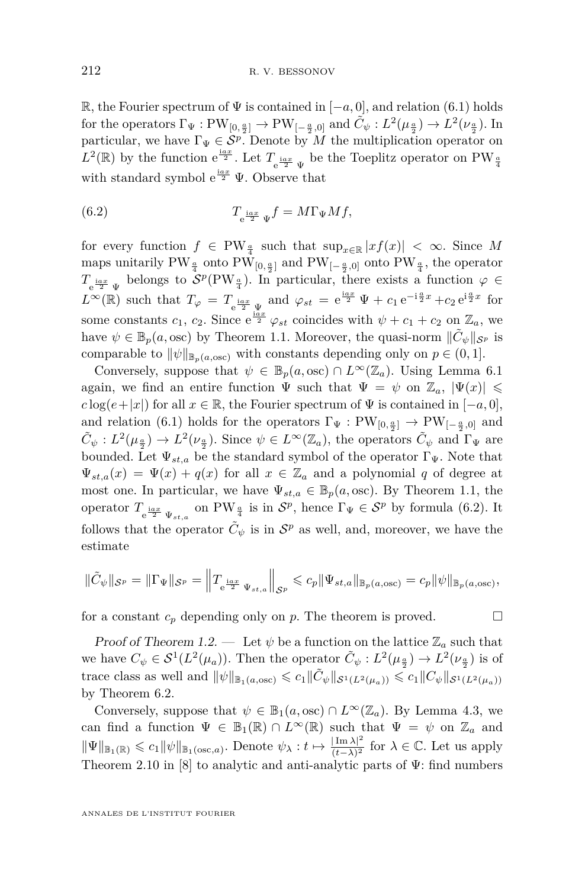$\mathbb{R}$, the Fourier spectrum of $\Psi$ is contained in $[-a, 0]$, and relation (6.1) holds for the operators $\Gamma_\Psi : \mathrm{PW}_{[0,\frac{a}{2}]} \to \mathrm{PW}_{[-\frac{a}{2},0]}$ and $\tilde{C}_\psi : L^2(\mu_{\frac{a}{2}}) \to L^2(\nu_{\frac{a}{2}})$. In particular, we have $\Gamma_\Psi \in \mathcal{S}^p$. Denote by $M$ the multiplication operator on $L^2(\mathbb{R})$ by the function $\mathrm{e}^{\frac{\mathrm{i}ax}{2}}$. Let $T_{\mathrm{e}^{\frac{\mathrm{i}ax}{2}}\Psi}$ be the Toeplitz operator on $\mathrm{PW}_{\frac{a}{4}}$ with standard symbol $\mathrm{e}^{\frac{\mathrm{i}ax}{2}}\Psi$. Observe that

$$T_{\mathrm{e}^{\frac{\mathrm{i}ax}{2}}\Psi} f = M\Gamma_\Psi M f, \tag{6.2}$$

for every function $f \in \mathrm{PW}_{\frac{a}{4}}$ such that $\sup_{x\in\mathbb{R}} |xf(x)| < \infty$. Since $M$ maps unitarily $\mathrm{PW}_{\frac{a}{4}}$ onto $\mathrm{PW}_{[0,\frac{a}{2}]}$ and $\mathrm{PW}_{[-\frac{a}{2},0]}$ onto $\mathrm{PW}_{\frac{a}{4}}$, the operator $T_{\mathrm{e}^{\frac{\mathrm{i}ax}{2}}\Psi}$ belongs to $\mathcal{S}^p(\mathrm{PW}_{\frac{a}{4}})$. In particular, there exists a function $\varphi \in L^\infty(\mathbb{R})$ such that $T_\varphi = T_{\mathrm{e}^{\frac{\mathrm{i}ax}{2}}\Psi}$ and $\varphi_{st} = \mathrm{e}^{\frac{\mathrm{i}ax}{2}}\Psi + c_1 \mathrm{e}^{-\mathrm{i}\frac{a}{2}x} + c_2 \mathrm{e}^{\mathrm{i}\frac{a}{2}x}$ for some constants $c_1$, $c_2$. Since $\mathrm{e}^{\frac{\mathrm{i}ax}{2}}\varphi_{st}$ coincides with $\psi + c_1 + c_2$ on $\mathbb{Z}_a$, we have $\psi \in \mathbb{B}_p(a, \mathrm{osc})$ by Theorem 1.1. Moreover, the quasi-norm $\|\tilde{C}_\psi\|_{\mathcal{S}^p}$ is comparable to $\|\psi\|_{\mathbb{B}_p(a,\mathrm{osc})}$ with constants depending only on $p \in (0, 1]$.

Conversely, suppose that $\psi \in \mathbb{B}_p(a, \mathrm{osc}) \cap L^\infty(\mathbb{Z}_a)$. Using Lemma 6.1 again, we find an entire function $\Psi$ such that $\Psi = \psi$ on $\mathbb{Z}_a$, $|\Psi(x)| \leqslant c\log(e+|x|)$ for all $x \in \mathbb{R}$, the Fourier spectrum of $\Psi$ is contained in $[-a, 0]$, and relation (6.1) holds for the operators $\Gamma_\Psi : \mathrm{PW}_{[0,\frac{a}{2}]} \to \mathrm{PW}_{[-\frac{a}{2},0]}$ and $\tilde{C}_\psi : L^2(\mu_{\frac{a}{2}}) \to L^2(\nu_{\frac{a}{2}})$. Since $\psi \in L^\infty(\mathbb{Z}_a)$, the operators $\tilde{C}_\psi$ and $\Gamma_\Psi$ are bounded. Let $\Psi_{st,a}$ be the standard symbol of the operator $\Gamma_\Psi$. Note that $\Psi_{st,a}(x) = \Psi(x) + q(x)$ for all $x \in \mathbb{Z}_a$ and a polynomial $q$ of degree at most one. In particular, we have $\Psi_{st,a} \in \mathbb{B}_p(a, \mathrm{osc})$. By Theorem 1.1, the operator $T_{\mathrm{e}^{\frac{\mathrm{i}ax}{2}}\Psi_{st,a}}$ on $\mathrm{PW}_{\frac{a}{4}}$ is in $\mathcal{S}^p$, hence $\Gamma_\Psi \in \mathcal{S}^p$ by formula (6.2). It follows that the operator $\tilde{C}_\psi$ is in $\mathcal{S}^p$ as well, and, moreover, we have the estimate

$$\|\tilde{C}_\psi\|_{\mathcal{S}^p} = \|\Gamma_\Psi\|_{\mathcal{S}^p} = \left\|T_{\mathrm{e}^{\frac{\mathrm{i}ax}{2}}\Psi_{st,a}}\right\|_{\mathcal{S}^p} \leqslant c_p\|\Psi_{st,a}\|_{\mathbb{B}_p(a,\mathrm{osc})} = c_p\|\psi\|_{\mathbb{B}_p(a,\mathrm{osc})},$$

for a constant $c_p$ depending only on $p$. The theorem is proved. $\square$

*Proof of Theorem 1.2.* — Let $\psi$ be a function on the lattice $\mathbb{Z}_a$ such that we have $C_\psi \in \mathcal{S}^1(L^2(\mu_a))$. Then the operator $\tilde{C}_\psi : L^2(\mu_{\frac{a}{2}}) \to L^2(\nu_{\frac{a}{2}})$ is of trace class as well and $\|\psi\|_{\mathbb{B}_1(a,\mathrm{osc})} \leqslant c_1\|\tilde{C}_\psi\|_{\mathcal{S}^1(L^2(\mu_a))} \leqslant c_1\|C_\psi\|_{\mathcal{S}^1(L^2(\mu_a))}$ by Theorem 6.2.

Conversely, suppose that $\psi \in \mathbb{B}_1(a, \mathrm{osc}) \cap L^\infty(\mathbb{Z}_a)$. By Lemma 4.3, we can find a function $\Psi \in \mathbb{B}_1(\mathbb{R}) \cap L^\infty(\mathbb{R})$ such that $\Psi = \psi$ on $\mathbb{Z}_a$ and $\|\Psi\|_{\mathbb{B}_1(\mathbb{R})} \leqslant c_1\|\psi\|_{\mathbb{B}_1(\mathrm{osc},a)}$. Denote $\psi_\lambda : t \mapsto \frac{|\operatorname{Im}\lambda|^2}{(t-\lambda)^2}$ for $\lambda \in \mathbb{C}$. Let us apply Theorem 2.10 in [8] to analytic and anti-analytic parts of $\Psi$: find numbers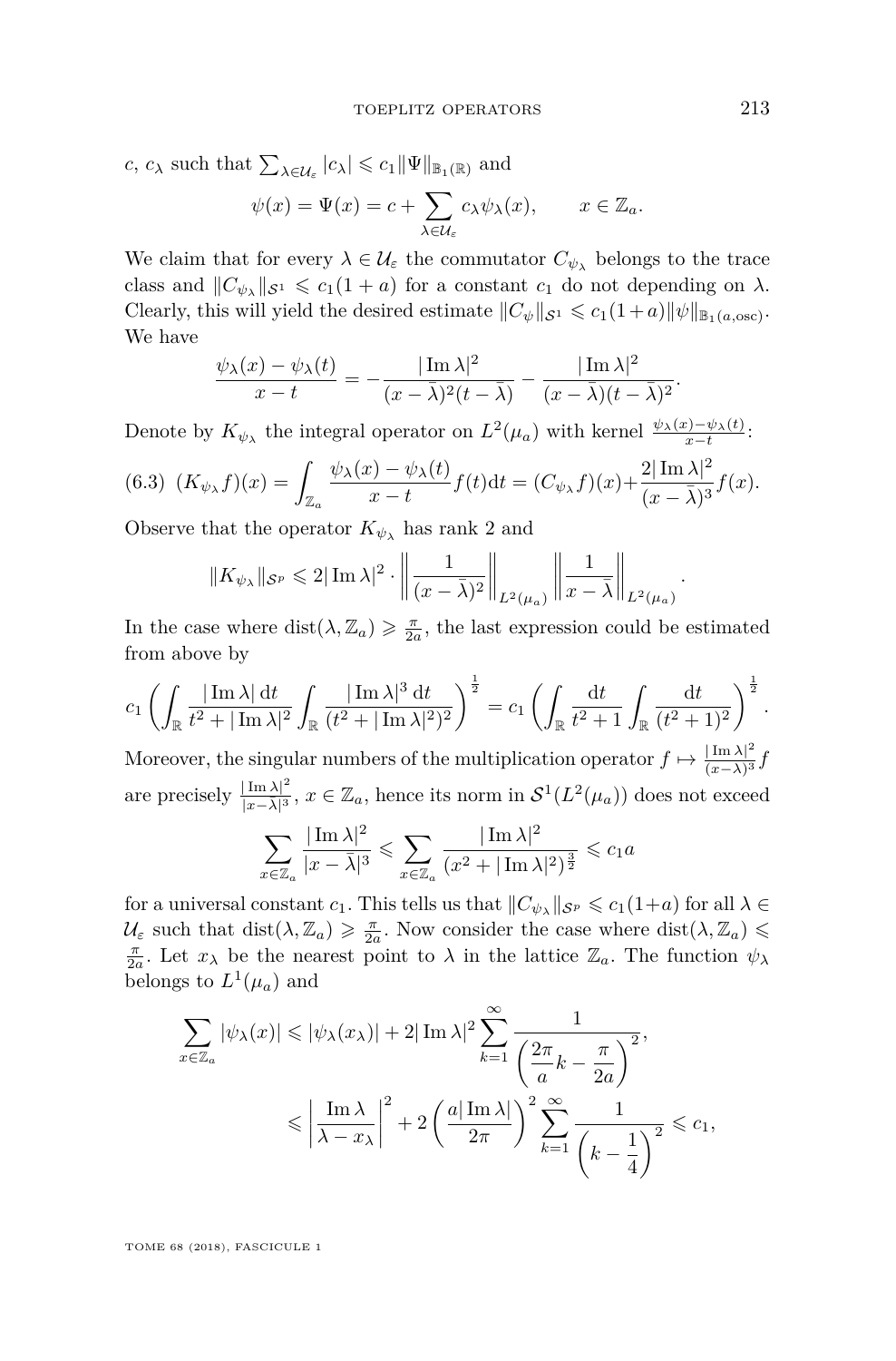$c$, $c_\lambda$ such that $\sum_{\lambda\in\mathcal{U}_\varepsilon}|c_\lambda|\leqslant c_1\|\Psi\|_{\mathbb{B}_1(\mathbb{R})}$ and

$$\psi(x)=\Psi(x)=c+\sum_{\lambda\in\mathcal{U}_\varepsilon}c_\lambda\psi_\lambda(x),\qquad x\in\mathbb{Z}_a.$$

We claim that for every $\lambda\in\mathcal{U}_\varepsilon$ the commutator $C_{\psi_\lambda}$ belongs to the trace class and $\|C_{\psi_\lambda}\|_{\mathcal{S}^1}\leqslant c_1(1+a)$ for a constant $c_1$ do not depending on $\lambda$. Clearly, this will yield the desired estimate $\|C_\psi\|_{\mathcal{S}^1}\leqslant c_1(1+a)\|\psi\|_{\mathbb{B}_1(a,\mathrm{osc})}$. We have

$$\frac{\psi_\lambda(x)-\psi_\lambda(t)}{x-t}=-\frac{|\operatorname{Im}\lambda|^2}{(x-\bar\lambda)^2(t-\bar\lambda)}-\frac{|\operatorname{Im}\lambda|^2}{(x-\bar\lambda)(t-\bar\lambda)^2}.$$

Denote by $K_{\psi_\lambda}$ the integral operator on $L^2(\mu_a)$ with kernel $\frac{\psi_\lambda(x)-\psi_\lambda(t)}{x-t}$:

$$(K_{\psi_\lambda}f)(x)=\int_{\mathbb{Z}_a}\frac{\psi_\lambda(x)-\psi_\lambda(t)}{x-t}f(t)\mathrm{d}t=(C_{\psi_\lambda}f)(x)+\frac{2|\operatorname{Im}\lambda|^2}{(x-\bar\lambda)^3}f(x).\tag{6.3}$$

Observe that the operator $K_{\psi_\lambda}$ has rank 2 and

$$\|K_{\psi_\lambda}\|_{\mathcal{S}^p}\leqslant 2|\operatorname{Im}\lambda|^2\cdot\left\|\frac{1}{(x-\bar\lambda)^2}\right\|_{L^2(\mu_a)}\left\|\frac{1}{x-\bar\lambda}\right\|_{L^2(\mu_a)}.$$

In the case where $\operatorname{dist}(\lambda,\mathbb{Z}_a)\geqslant\frac{\pi}{2a}$, the last expression could be estimated from above by

$$c_1\left(\int_{\mathbb{R}}\frac{|\operatorname{Im}\lambda|\,\mathrm{d}t}{t^2+|\operatorname{Im}\lambda|^2}\int_{\mathbb{R}}\frac{|\operatorname{Im}\lambda|^3\,\mathrm{d}t}{(t^2+|\operatorname{Im}\lambda|^2)^2}\right)^{\frac12}=c_1\left(\int_{\mathbb{R}}\frac{\mathrm{d}t}{t^2+1}\int_{\mathbb{R}}\frac{\mathrm{d}t}{(t^2+1)^2}\right)^{\frac12}.$$

Moreover, the singular numbers of the multiplication operator $f\mapsto\frac{|\operatorname{Im}\lambda|^2}{(x-\lambda)^3}f$ are precisely $\frac{|\operatorname{Im}\lambda|^2}{|x-\lambda|^3}$, $x\in\mathbb{Z}_a$, hence its norm in $\mathcal{S}^1(L^2(\mu_a))$ does not exceed

$$\sum_{x\in\mathbb{Z}_a}\frac{|\operatorname{Im}\lambda|^2}{|x-\bar\lambda|^3}\leqslant\sum_{x\in\mathbb{Z}_a}\frac{|\operatorname{Im}\lambda|^2}{(x^2+|\operatorname{Im}\lambda|^2)^{\frac32}}\leqslant c_1a$$

for a universal constant $c_1$. This tells us that $\|C_{\psi_\lambda}\|_{\mathcal{S}^p}\leqslant c_1(1+a)$ for all $\lambda\in\mathcal{U}_\varepsilon$ such that $\operatorname{dist}(\lambda,\mathbb{Z}_a)\geqslant\frac{\pi}{2a}$. Now consider the case where $\operatorname{dist}(\lambda,\mathbb{Z}_a)\leqslant\frac{\pi}{2a}$. Let $x_\lambda$ be the nearest point to $\lambda$ in the lattice $\mathbb{Z}_a$. The function $\psi_\lambda$ belongs to $L^1(\mu_a)$ and

$$\begin{aligned}\sum_{x\in\mathbb{Z}_a}|\psi_\lambda(x)|&\leqslant|\psi_\lambda(x_\lambda)|+2|\operatorname{Im}\lambda|^2\sum_{k=1}^{\infty}\frac{1}{\left(\frac{2\pi}{a}k-\frac{\pi}{2a}\right)^2},\\&\leqslant\left|\frac{\operatorname{Im}\lambda}{\lambda-x_\lambda}\right|^2+2\left(\frac{a|\operatorname{Im}\lambda|}{2\pi}\right)^2\sum_{k=1}^{\infty}\frac{1}{\left(k-\frac14\right)^2}\leqslant c_1,\end{aligned}$$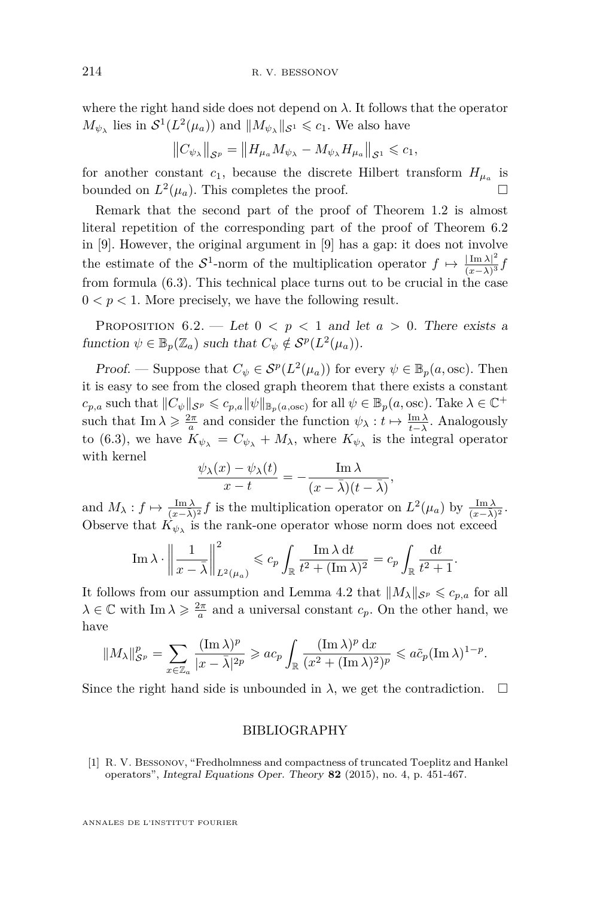where the right hand side does not depend on $\lambda$. It follows that the operator $M_{\psi_\lambda}$ lies in $\mathcal{S}^1(L^2(\mu_a))$ and $\|M_{\psi_\lambda}\|_{\mathcal{S}^1} \leqslant c_1$. We also have

$$\left\|C_{\psi_\lambda}\right\|_{\mathcal{S}^p} = \left\|H_{\mu_a} M_{\psi_\lambda} - M_{\psi_\lambda} H_{\mu_a}\right\|_{\mathcal{S}^1} \leqslant c_1,$$

for another constant $c_1$, because the discrete Hilbert transform $H_{\mu_a}$ is bounded on $L^2(\mu_a)$. This completes the proof. □

Remark that the second part of the proof of Theorem 1.2 is almost literal repetition of the corresponding part of the proof of Theorem 6.2 in [9]. However, the original argument in [9] has a gap: it does not involve the estimate of the $\mathcal{S}^1$-norm of the multiplication operator $f \mapsto \frac{|\operatorname{Im}\lambda|^2}{(x-\lambda)^3} f$ from formula (6.3). This technical place turns out to be crucial in the case $0 < p < 1$. More precisely, we have the following result.

Proposition 6.2. — *Let $0 < p < 1$ and let $a > 0$. There exists a function $\psi \in \mathbb{B}_p(\mathbb{Z}_a)$ such that $C_\psi \notin \mathcal{S}^p(L^2(\mu_a))$.*

*Proof.* — Suppose that $C_\psi \in \mathcal{S}^p(L^2(\mu_a))$ for every $\psi \in \mathbb{B}_p(a, \mathrm{osc})$. Then it is easy to see from the closed graph theorem that there exists a constant $c_{p,a}$ such that $\|C_\psi\|_{\mathcal{S}^p} \leqslant c_{p,a}\|\psi\|_{\mathbb{B}_p(a,\mathrm{osc})}$ for all $\psi \in \mathbb{B}_p(a, \mathrm{osc})$. Take $\lambda \in \mathbb{C}^+$ such that $\operatorname{Im}\lambda \geqslant \frac{2\pi}{a}$ and consider the function $\psi_\lambda : t \mapsto \frac{\operatorname{Im}\lambda}{t-\lambda}$. Analogously to (6.3), we have $K_{\psi_\lambda} = C_{\psi_\lambda} + M_\lambda$, where $K_{\psi_\lambda}$ is the integral operator with kernel

$$\frac{\psi_\lambda(x) - \psi_\lambda(t)}{x - t} = -\frac{\operatorname{Im}\lambda}{(x-\bar\lambda)(t-\bar\lambda)},$$

and $M_\lambda : f \mapsto \frac{\operatorname{Im}\lambda}{(x-\lambda)^2} f$ is the multiplication operator on $L^2(\mu_a)$ by $\frac{\operatorname{Im}\lambda}{(x-\lambda)^2}$. Observe that $K_{\psi_\lambda}$ is the rank-one operator whose norm does not exceed

$$\operatorname{Im}\lambda \cdot \left\|\frac{1}{x-\bar\lambda}\right\|^2_{L^2(\mu_a)} \leqslant c_p \int_{\mathbb{R}} \frac{\operatorname{Im}\lambda \,\mathrm{d}t}{t^2 + (\operatorname{Im}\lambda)^2} = c_p \int_{\mathbb{R}} \frac{\mathrm{d}t}{t^2+1}.$$

It follows from our assumption and Lemma 4.2 that $\|M_\lambda\|_{\mathcal{S}^p} \leqslant c_{p,a}$ for all $\lambda \in \mathbb{C}$ with $\operatorname{Im}\lambda \geqslant \frac{2\pi}{a}$ and a universal constant $c_p$. On the other hand, we have

$$\|M_\lambda\|^p_{\mathcal{S}^p} = \sum_{x \in \mathbb{Z}_a} \frac{(\operatorname{Im}\lambda)^p}{|x - \bar\lambda|^{2p}} \geqslant a c_p \int_{\mathbb{R}} \frac{(\operatorname{Im}\lambda)^p \,\mathrm{d}x}{(x^2 + (\operatorname{Im}\lambda)^2)^p} \leqslant a\tilde{c}_p(\operatorname{Im}\lambda)^{1-p}.$$

Since the right hand side is unbounded in $\lambda$, we get the contradiction. □

## BIBLIOGRAPHY

[1] R. V. Bessonov, "Fredholmness and compactness of truncated Toeplitz and Hankel operators", *Integral Equations Oper. Theory* **82** (2015), no. 4, p. 451-467.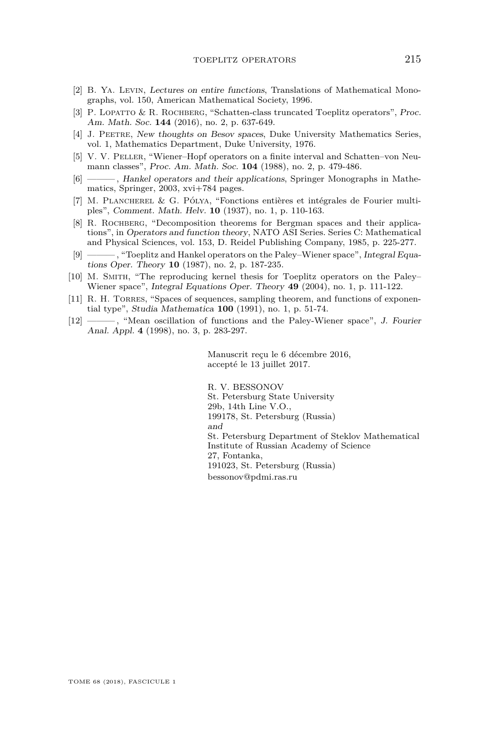[2] B. Ya. Levin, *Lectures on entire functions*, Translations of Mathematical Monographs, vol. 150, American Mathematical Society, 1996.

[3] P. Lopatto & R. Rochberg, "Schatten-class truncated Toeplitz operators", *Proc. Am. Math. Soc.* **144** (2016), no. 2, p. 637-649.

[4] J. Peetre, *New thoughts on Besov spaces*, Duke University Mathematics Series, vol. 1, Mathematics Department, Duke University, 1976.

[5] V. V. Peller, "Wiener–Hopf operators on a finite interval and Schatten–von Neumann classes", *Proc. Am. Math. Soc.* **104** (1988), no. 2, p. 479-486.

[6] ———, *Hankel operators and their applications*, Springer Monographs in Mathematics, Springer, 2003, xvi+784 pages.

[7] M. Plancherel & G. Pólya, "Fonctions entières et intégrales de Fourier multiples", *Comment. Math. Helv.* **10** (1937), no. 1, p. 110-163.

[8] R. Rochberg, "Decomposition theorems for Bergman spaces and their applications", in *Operators and function theory*, NATO ASI Series. Series C: Mathematical and Physical Sciences, vol. 153, D. Reidel Publishing Company, 1985, p. 225-277.

[9] ———, "Toeplitz and Hankel operators on the Paley–Wiener space", *Integral Equations Oper. Theory* **10** (1987), no. 2, p. 187-235.

[10] M. Smith, "The reproducing kernel thesis for Toeplitz operators on the Paley–Wiener space", *Integral Equations Oper. Theory* **49** (2004), no. 1, p. 111-122.

[11] R. H. Torres, "Spaces of sequences, sampling theorem, and functions of exponential type", *Studia Mathematica* **100** (1991), no. 1, p. 51-74.

[12] ———, "Mean oscillation of functions and the Paley-Wiener space", *J. Fourier Anal. Appl.* **4** (1998), no. 3, p. 283-297.

Manuscrit reçu le 6 décembre 2016,
accepté le 13 juillet 2017.

R. V. BESSONOV
St. Petersburg State University
29b, 14th Line V.O.,
199178, St. Petersburg (Russia)
*and*
St. Petersburg Department of Steklov Mathematical Institute of Russian Academy of Science
27, Fontanka,
191023, St. Petersburg (Russia)
bessonov@pdmi.ras.ru